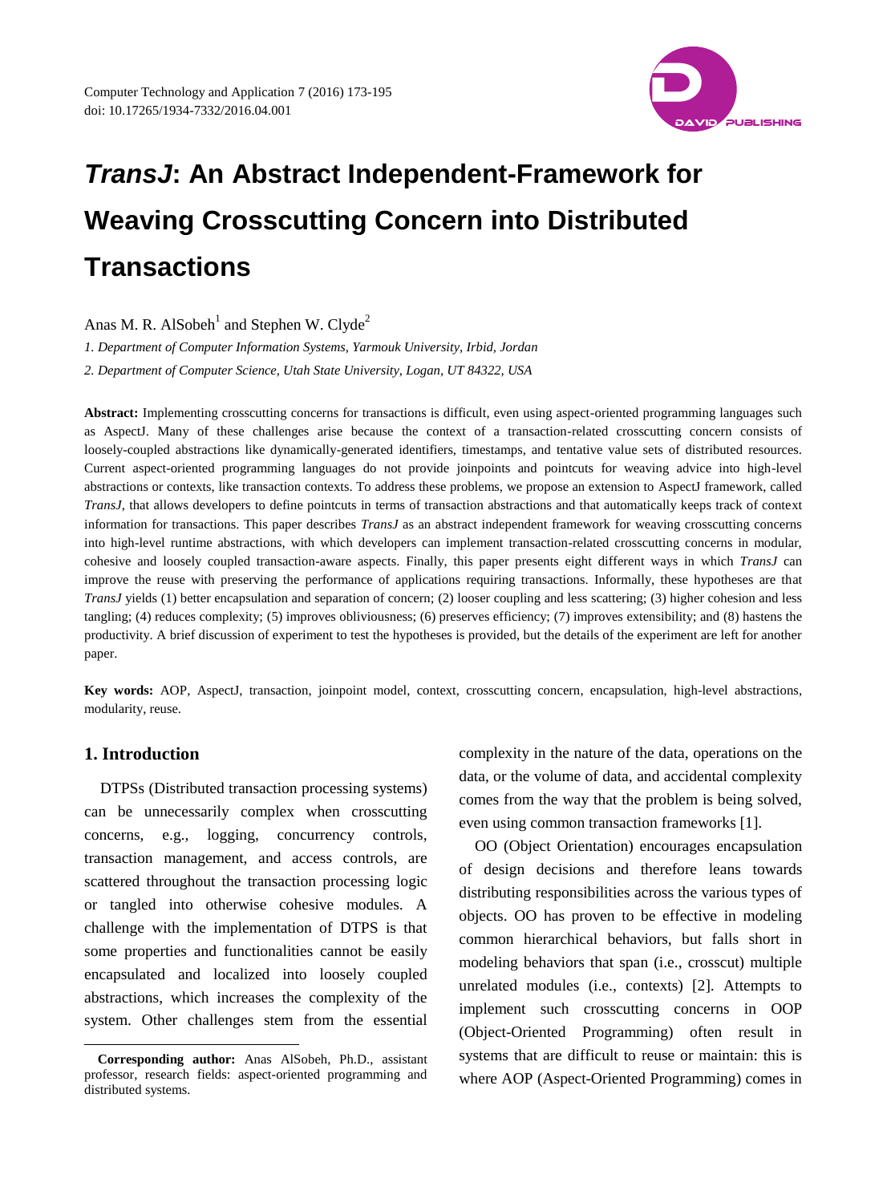# *TransJ*: An Abstract Independent-Framework for Weaving Crosscutting Concern into Distributed Transactions

Anas M. R. AlSobeh[1] and Stephen W. Clyde[2]

*1. Department of Computer Information Systems, Yarmouk University, Irbid, Jordan*

*2. Department of Computer Science, Utah State University, Logan, UT 84322, USA*

**Abstract:** Implementing crosscutting concerns for transactions is difficult, even using aspect-oriented programming languages such as AspectJ. Many of these challenges arise because the context of a transaction-related crosscutting concern consists of loosely-coupled abstractions like dynamically-generated identifiers, timestamps, and tentative value sets of distributed resources. Current aspect-oriented programming languages do not provide joinpoints and pointcuts for weaving advice into high-level abstractions or contexts, like transaction contexts. To address these problems, we propose an extension to AspectJ framework, called *TransJ*, that allows developers to define pointcuts in terms of transaction abstractions and that automatically keeps track of context information for transactions. This paper describes *TransJ* as an abstract independent framework for weaving crosscutting concerns into high-level runtime abstractions, with which developers can implement transaction-related crosscutting concerns in modular, cohesive and loosely coupled transaction-aware aspects. Finally, this paper presents eight different ways in which *TransJ* can improve the reuse with preserving the performance of applications requiring transactions. Informally, these hypotheses are that *TransJ* yields (1) better encapsulation and separation of concern; (2) looser coupling and less scattering; (3) higher cohesion and less tangling; (4) reduces complexity; (5) improves obliviousness; (6) preserves efficiency; (7) improves extensibility; and (8) hastens the productivity. A brief discussion of experiment to test the hypotheses is provided, but the details of the experiment are left for another paper.

**Key words:** AOP, AspectJ, transaction, joinpoint model, context, crosscutting concern, encapsulation, high-level abstractions, modularity, reuse.

## 1. Introduction

DTPSs (Distributed transaction processing systems) can be unnecessarily complex when crosscutting concerns, e.g., logging, concurrency controls, transaction management, and access controls, are scattered throughout the transaction processing logic or tangled into otherwise cohesive modules. A challenge with the implementation of DTPS is that some properties and functionalities cannot be easily encapsulated and localized into loosely coupled abstractions, which increases the complexity of the system. Other challenges stem from the essential complexity in the nature of the data, operations on the data, or the volume of data, and accidental complexity comes from the way that the problem is being solved, even using common transaction frameworks [1].

OO (Object Orientation) encourages encapsulation of design decisions and therefore leans towards distributing responsibilities across the various types of objects. OO has proven to be effective in modeling common hierarchical behaviors, but falls short in modeling behaviors that span (i.e., crosscut) multiple unrelated modules (i.e., contexts) [2]. Attempts to implement such crosscutting concerns in OOP (Object-Oriented Programming) often result in systems that are difficult to reuse or maintain: this is where AOP (Aspect-Oriented Programming) comes in

**Corresponding author:** Anas AlSobeh, Ph.D., assistant professor, research fields: aspect-oriented programming and distributed systems.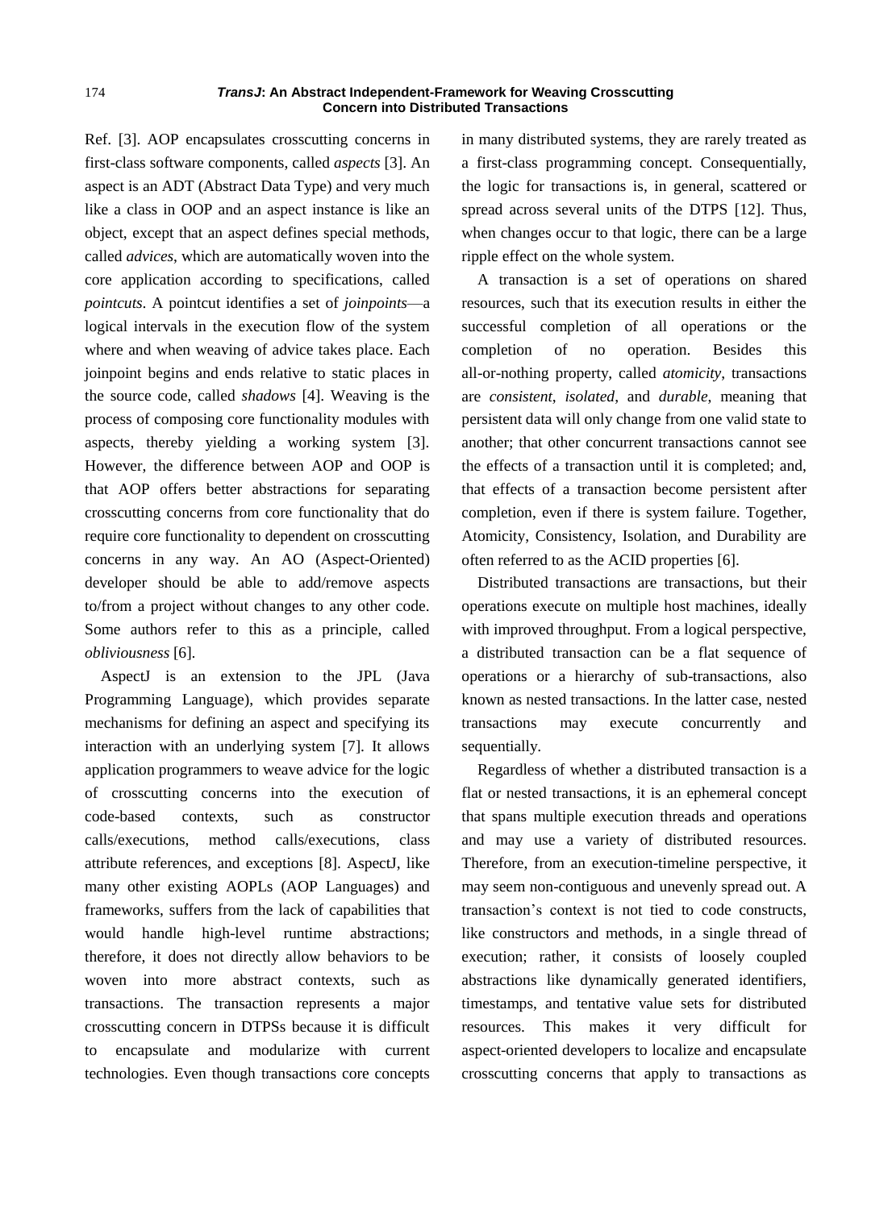Ref. [3]. AOP encapsulates crosscutting concerns in first-class software components, called *aspects* [3]. An aspect is an ADT (Abstract Data Type) and very much like a class in OOP and an aspect instance is like an object, except that an aspect defines special methods, called *advices*, which are automatically woven into the core application according to specifications, called *pointcuts*. A pointcut identifies a set of *joinpoints*—a logical intervals in the execution flow of the system where and when weaving of advice takes place. Each joinpoint begins and ends relative to static places in the source code, called *shadows* [4]. Weaving is the process of composing core functionality modules with aspects, thereby yielding a working system [3]. However, the difference between AOP and OOP is that AOP offers better abstractions for separating crosscutting concerns from core functionality that do require core functionality to dependent on crosscutting concerns in any way. An AO (Aspect-Oriented) developer should be able to add/remove aspects to/from a project without changes to any other code. Some authors refer to this as a principle, called *obliviousness* [6].

AspectJ is an extension to the JPL (Java Programming Language), which provides separate mechanisms for defining an aspect and specifying its interaction with an underlying system [7]. It allows application programmers to weave advice for the logic of crosscutting concerns into the execution of code-based contexts, such as constructor calls/executions, method calls/executions, class attribute references, and exceptions [8]. AspectJ, like many other existing AOPLs (AOP Languages) and frameworks, suffers from the lack of capabilities that would handle high-level runtime abstractions; therefore, it does not directly allow behaviors to be woven into more abstract contexts, such as transactions. The transaction represents a major crosscutting concern in DTPSs because it is difficult to encapsulate and modularize with current technologies. Even though transactions core concepts in many distributed systems, they are rarely treated as a first-class programming concept. Consequentially, the logic for transactions is, in general, scattered or spread across several units of the DTPS [12]. Thus, when changes occur to that logic, there can be a large ripple effect on the whole system.

A transaction is a set of operations on shared resources, such that its execution results in either the successful completion of all operations or the completion of no operation. Besides this all-or-nothing property, called *atomicity*, transactions are *consistent*, *isolated*, and *durable*, meaning that persistent data will only change from one valid state to another; that other concurrent transactions cannot see the effects of a transaction until it is completed; and, that effects of a transaction become persistent after completion, even if there is system failure. Together, Atomicity, Consistency, Isolation, and Durability are often referred to as the ACID properties [6].

Distributed transactions are transactions, but their operations execute on multiple host machines, ideally with improved throughput. From a logical perspective, a distributed transaction can be a flat sequence of operations or a hierarchy of sub-transactions, also known as nested transactions. In the latter case, nested transactions may execute concurrently and sequentially.

Regardless of whether a distributed transaction is a flat or nested transactions, it is an ephemeral concept that spans multiple execution threads and operations and may use a variety of distributed resources. Therefore, from an execution-timeline perspective, it may seem non-contiguous and unevenly spread out. A transaction's context is not tied to code constructs, like constructors and methods, in a single thread of execution; rather, it consists of loosely coupled abstractions like dynamically generated identifiers, timestamps, and tentative value sets for distributed resources. This makes it very difficult for aspect-oriented developers to localize and encapsulate crosscutting concerns that apply to transactions as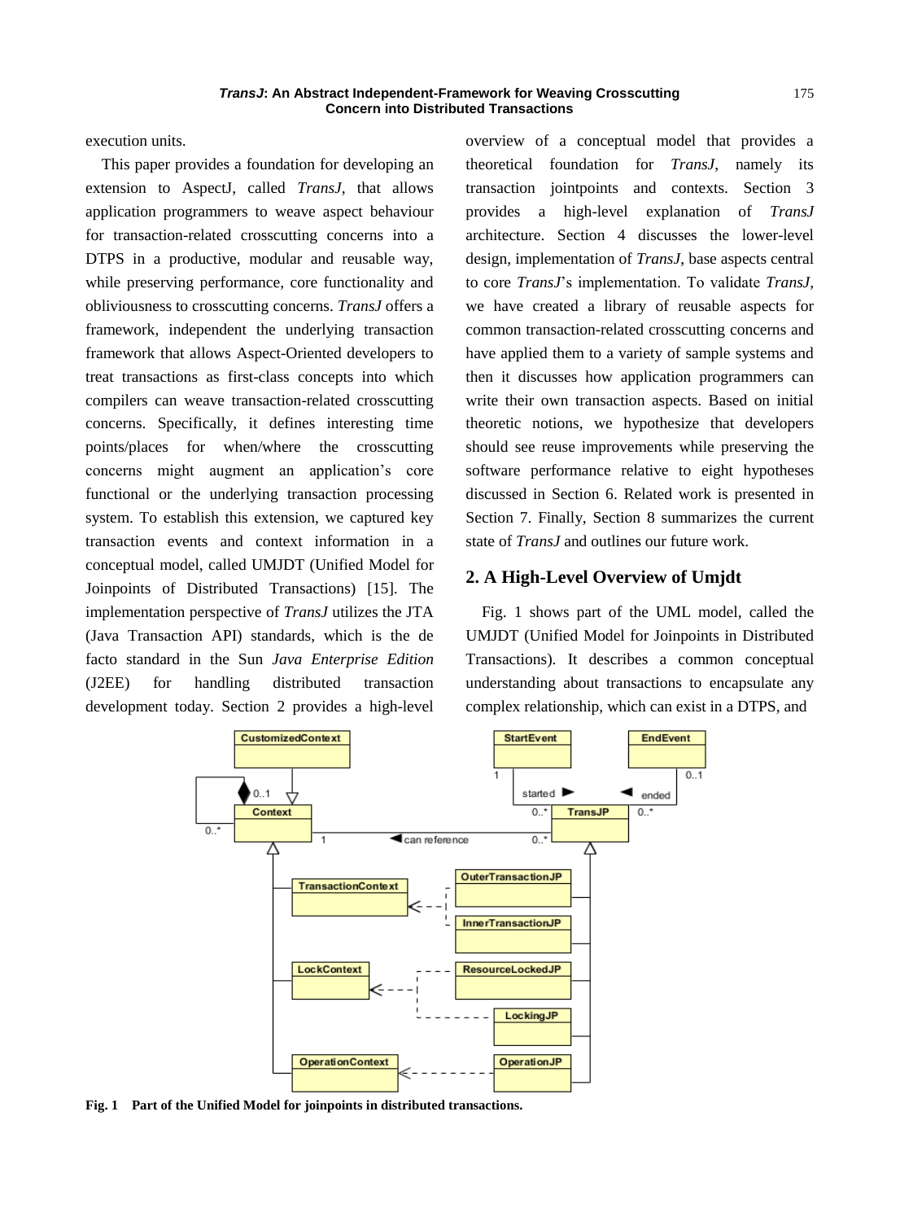execution units.

This paper provides a foundation for developing an extension to AspectJ, called *TransJ*, that allows application programmers to weave aspect behaviour for transaction-related crosscutting concerns into a DTPS in a productive, modular and reusable way, while preserving performance, core functionality and obliviousness to crosscutting concerns. *TransJ* offers a framework, independent the underlying transaction framework that allows Aspect-Oriented developers to treat transactions as first-class concepts into which compilers can weave transaction-related crosscutting concerns. Specifically, it defines interesting time points/places for when/where the crosscutting concerns might augment an application's core functional or the underlying transaction processing system. To establish this extension, we captured key transaction events and context information in a conceptual model, called UMJDT (Unified Model for Joinpoints of Distributed Transactions) [15]. The implementation perspective of *TransJ* utilizes the JTA (Java Transaction API) standards, which is the de facto standard in the Sun *Java Enterprise Edition* (J2EE) for handling distributed transaction development today. Section 2 provides a high-level overview of a conceptual model that provides a theoretical foundation for *TransJ*, namely its transaction jointpoints and contexts. Section 3 provides a high-level explanation of *TransJ* architecture. Section 4 discusses the lower-level design, implementation of *TransJ*, base aspects central to core *TransJ*'s implementation. To validate *TransJ*, we have created a library of reusable aspects for common transaction-related crosscutting concerns and have applied them to a variety of sample systems and then it discusses how application programmers can write their own transaction aspects. Based on initial theoretic notions, we hypothesize that developers should see reuse improvements while preserving the software performance relative to eight hypotheses discussed in Section 6. Related work is presented in Section 7. Finally, Section 8 summarizes the current state of *TransJ* and outlines our future work.

## 2. A High-Level Overview of Umjdt

Fig. 1 shows part of the UML model, called the UMJDT (Unified Model for Joinpoints in Distributed Transactions). It describes a common conceptual understanding about transactions to encapsulate any complex relationship, which can exist in a DTPS, and

CustomizedContext
StartEvent
EndEvent
Context
TransJP
started
ended
can reference
0..1
0..*
1
0..*
1
0..1
0..*
0..*
TransactionContext
OuterTransactionJP
InnerTransactionJP
LockContext
ResourceLockedJP
LockingJP
OperationContext
OperationJP

**Fig. 1 Part of the Unified Model for joinpoints in distributed transactions.**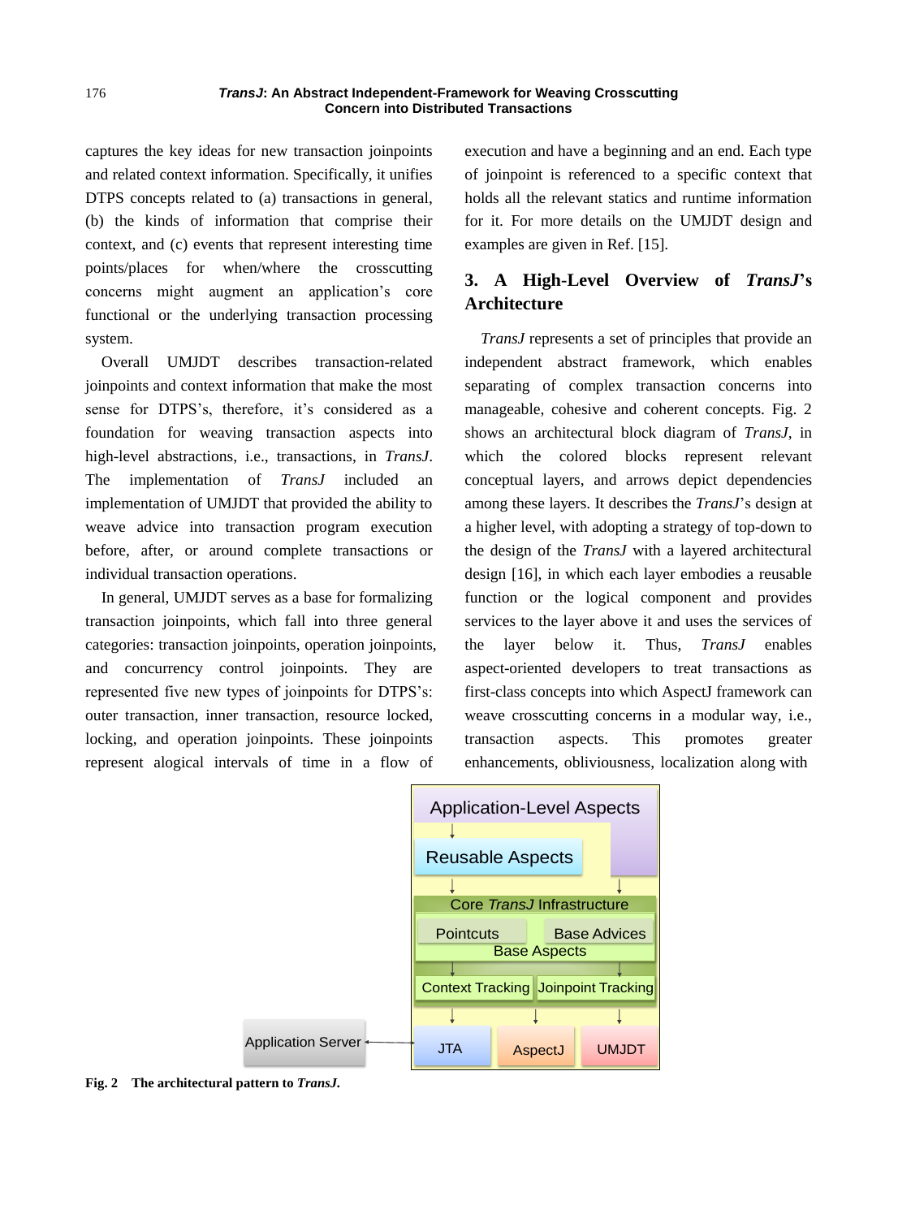captures the key ideas for new transaction joinpoints and related context information. Specifically, it unifies DTPS concepts related to (a) transactions in general, (b) the kinds of information that comprise their context, and (c) events that represent interesting time points/places for when/where the crosscutting concerns might augment an application's core functional or the underlying transaction processing system.

Overall UMJDT describes transaction-related joinpoints and context information that make the most sense for DTPS's, therefore, it's considered as a foundation for weaving transaction aspects into high-level abstractions, i.e., transactions, in *TransJ*. The implementation of *TransJ* included an implementation of UMJDT that provided the ability to weave advice into transaction program execution before, after, or around complete transactions or individual transaction operations.

In general, UMJDT serves as a base for formalizing transaction joinpoints, which fall into three general categories: transaction joinpoints, operation joinpoints, and concurrency control joinpoints. They are represented five new types of joinpoints for DTPS's: outer transaction, inner transaction, resource locked, locking, and operation joinpoints. These joinpoints represent alogical intervals of time in a flow of execution and have a beginning and an end. Each type of joinpoint is referenced to a specific context that holds all the relevant statics and runtime information for it. For more details on the UMJDT design and examples are given in Ref. [15].

## 3. A High-Level Overview of *TransJ*'s Architecture

*TransJ* represents a set of principles that provide an independent abstract framework, which enables separating of complex transaction concerns into manageable, cohesive and coherent concepts. Fig. 2 shows an architectural block diagram of *TransJ*, in which the colored blocks represent relevant conceptual layers, and arrows depict dependencies among these layers. It describes the *TransJ*'s design at a higher level, with adopting a strategy of top-down to the design of the *TransJ* with a layered architectural design [16], in which each layer embodies a reusable function or the logical component and provides services to the layer above it and uses the services of the layer below it. Thus, *TransJ* enables aspect-oriented developers to treat transactions as first-class concepts into which AspectJ framework can weave crosscutting concerns in a modular way, i.e., transaction aspects. This promotes greater enhancements, obliviousness, localization along with

Application-Level Aspects

Reusable Aspects

Core *TransJ* Infrastructure

Pointcuts

Base Advices

Base Aspects

Context Tracking

Joinpoint Tracking

Application Server

JTA

AspectJ

UMJDT

**Fig. 2 The architectural pattern to *TransJ*.**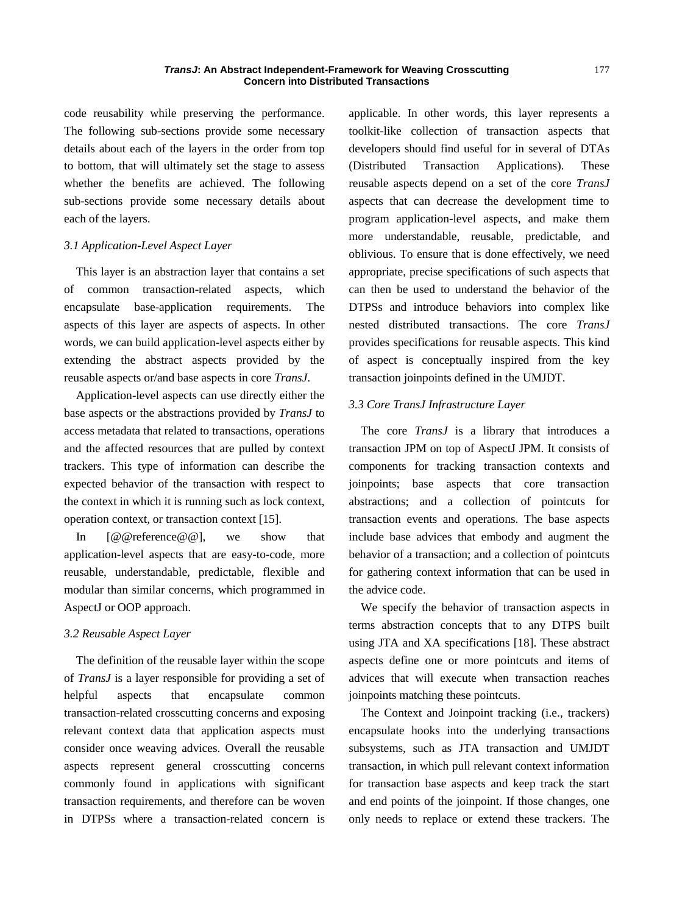code reusability while preserving the performance. The following sub-sections provide some necessary details about each of the layers in the order from top to bottom, that will ultimately set the stage to assess whether the benefits are achieved. The following sub-sections provide some necessary details about each of the layers.

### *3.1 Application-Level Aspect Layer*

This layer is an abstraction layer that contains a set of common transaction-related aspects, which encapsulate base-application requirements. The aspects of this layer are aspects of aspects. In other words, we can build application-level aspects either by extending the abstract aspects provided by the reusable aspects or/and base aspects in core *TransJ*.

Application-level aspects can use directly either the base aspects or the abstractions provided by *TransJ* to access metadata that related to transactions, operations and the affected resources that are pulled by context trackers. This type of information can describe the expected behavior of the transaction with respect to the context in which it is running such as lock context, operation context, or transaction context [15].

In [@@reference@@], we show that application-level aspects that are easy-to-code, more reusable, understandable, predictable, flexible and modular than similar concerns, which programmed in AspectJ or OOP approach.

### *3.2 Reusable Aspect Layer*

The definition of the reusable layer within the scope of *TransJ* is a layer responsible for providing a set of helpful aspects that encapsulate common transaction-related crosscutting concerns and exposing relevant context data that application aspects must consider once weaving advices. Overall the reusable aspects represent general crosscutting concerns commonly found in applications with significant transaction requirements, and therefore can be woven in DTPSs where a transaction-related concern is applicable. In other words, this layer represents a toolkit-like collection of transaction aspects that developers should find useful for in several of DTAs (Distributed Transaction Applications). These reusable aspects depend on a set of the core *TransJ* aspects that can decrease the development time to program application-level aspects, and make them more understandable, reusable, predictable, and oblivious. To ensure that is done effectively, we need appropriate, precise specifications of such aspects that can then be used to understand the behavior of the DTPSs and introduce behaviors into complex like nested distributed transactions. The core *TransJ* provides specifications for reusable aspects. This kind of aspect is conceptually inspired from the key transaction joinpoints defined in the UMJDT.

### *3.3 Core TransJ Infrastructure Layer*

The core *TransJ* is a library that introduces a transaction JPM on top of AspectJ JPM. It consists of components for tracking transaction contexts and joinpoints; base aspects that core transaction abstractions; and a collection of pointcuts for transaction events and operations. The base aspects include base advices that embody and augment the behavior of a transaction; and a collection of pointcuts for gathering context information that can be used in the advice code.

We specify the behavior of transaction aspects in terms abstraction concepts that to any DTPS built using JTA and XA specifications [18]. These abstract aspects define one or more pointcuts and items of advices that will execute when transaction reaches joinpoints matching these pointcuts.

The Context and Joinpoint tracking (i.e., trackers) encapsulate hooks into the underlying transactions subsystems, such as JTA transaction and UMJDT transaction, in which pull relevant context information for transaction base aspects and keep track the start and end points of the joinpoint. If those changes, one only needs to replace or extend these trackers. The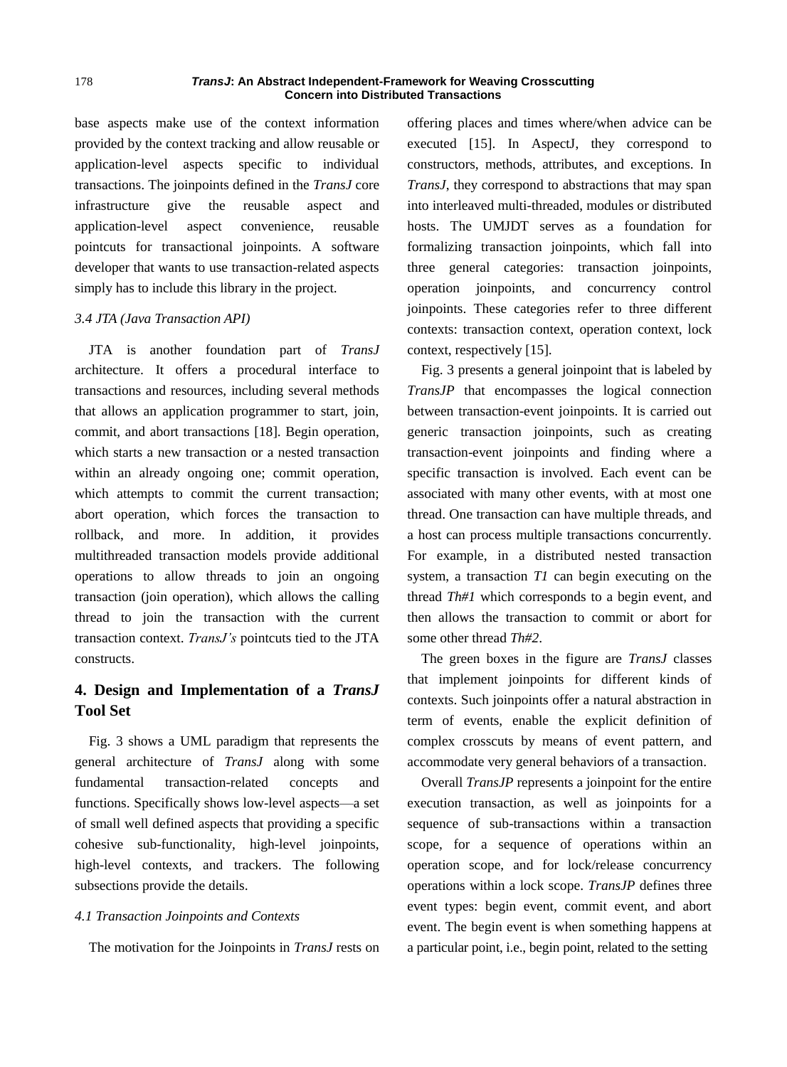base aspects make use of the context information provided by the context tracking and allow reusable or application-level aspects specific to individual transactions. The joinpoints defined in the *TransJ* core infrastructure give the reusable aspect and application-level aspect convenience, reusable pointcuts for transactional joinpoints. A software developer that wants to use transaction-related aspects simply has to include this library in the project.

### *3.4 JTA (Java Transaction API)*

JTA is another foundation part of *TransJ* architecture. It offers a procedural interface to transactions and resources, including several methods that allows an application programmer to start, join, commit, and abort transactions [18]. Begin operation, which starts a new transaction or a nested transaction within an already ongoing one; commit operation, which attempts to commit the current transaction; abort operation, which forces the transaction to rollback, and more. In addition, it provides multithreaded transaction models provide additional operations to allow threads to join an ongoing transaction (join operation), which allows the calling thread to join the transaction with the current transaction context. *TransJ's* pointcuts tied to the JTA constructs.

## 4. Design and Implementation of a *TransJ* Tool Set

Fig. 3 shows a UML paradigm that represents the general architecture of *TransJ* along with some fundamental transaction-related concepts and functions. Specifically shows low-level aspects—a set of small well defined aspects that providing a specific cohesive sub-functionality, high-level joinpoints, high-level contexts, and trackers. The following subsections provide the details.

### *4.1 Transaction Joinpoints and Contexts*

The motivation for the Joinpoints in *TransJ* rests on offering places and times where/when advice can be executed [15]. In AspectJ, they correspond to constructors, methods, attributes, and exceptions. In *TransJ*, they correspond to abstractions that may span into interleaved multi-threaded, modules or distributed hosts. The UMJDT serves as a foundation for formalizing transaction joinpoints, which fall into three general categories: transaction joinpoints, operation joinpoints, and concurrency control joinpoints. These categories refer to three different contexts: transaction context, operation context, lock context, respectively [15].

Fig. 3 presents a general joinpoint that is labeled by *TransJP* that encompasses the logical connection between transaction-event joinpoints. It is carried out generic transaction joinpoints, such as creating transaction-event joinpoints and finding where a specific transaction is involved. Each event can be associated with many other events, with at most one thread. One transaction can have multiple threads, and a host can process multiple transactions concurrently. For example, in a distributed nested transaction system, a transaction *T1* can begin executing on the thread *Th#1* which corresponds to a begin event, and then allows the transaction to commit or abort for some other thread *Th#2*.

The green boxes in the figure are *TransJ* classes that implement joinpoints for different kinds of contexts. Such joinpoints offer a natural abstraction in term of events, enable the explicit definition of complex crosscuts by means of event pattern, and accommodate very general behaviors of a transaction.

Overall *TransJP* represents a joinpoint for the entire execution transaction, as well as joinpoints for a sequence of sub-transactions within a transaction scope, for a sequence of operations within an operation scope, and for lock/release concurrency operations within a lock scope. *TransJP* defines three event types: begin event, commit event, and abort event. The begin event is when something happens at a particular point, i.e., begin point, related to the setting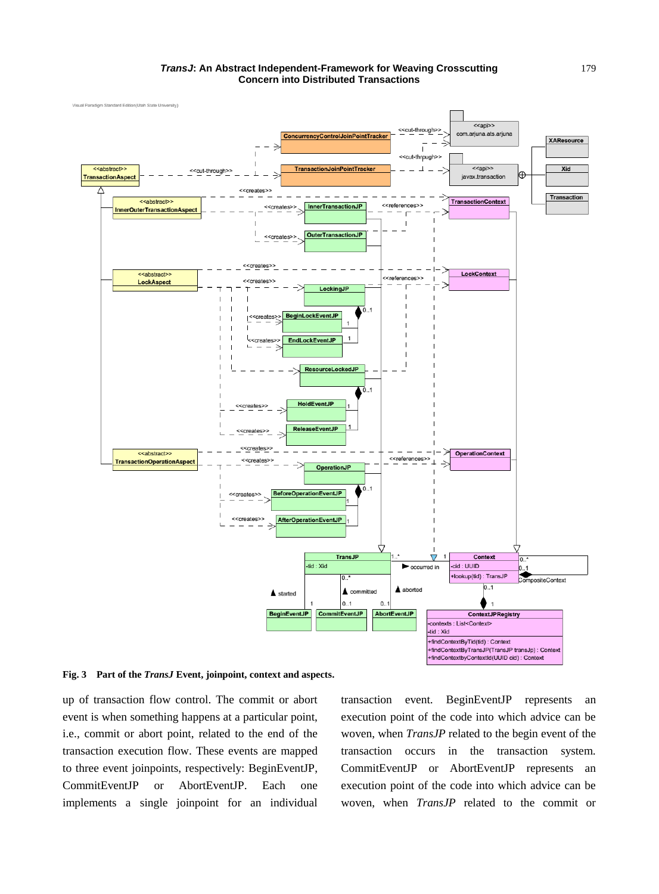**Fig. 3 Part of the *TransJ* Event, joinpoint, context and aspects.**

up of transaction flow control. The commit or abort event is when something happens at a particular point, i.e., commit or abort point, related to the end of the transaction execution flow. These events are mapped to three event joinpoints, respectively: BeginEventJP, CommitEventJP or AbortEventJP. Each one implements a single joinpoint for an individual transaction event. BeginEventJP represents an execution point of the code into which advice can be woven, when *TransJP* related to the begin event of the transaction occurs in the transaction system. CommitEventJP or AbortEventJP represents an execution point of the code into which advice can be woven, when *TransJP* related to the commit or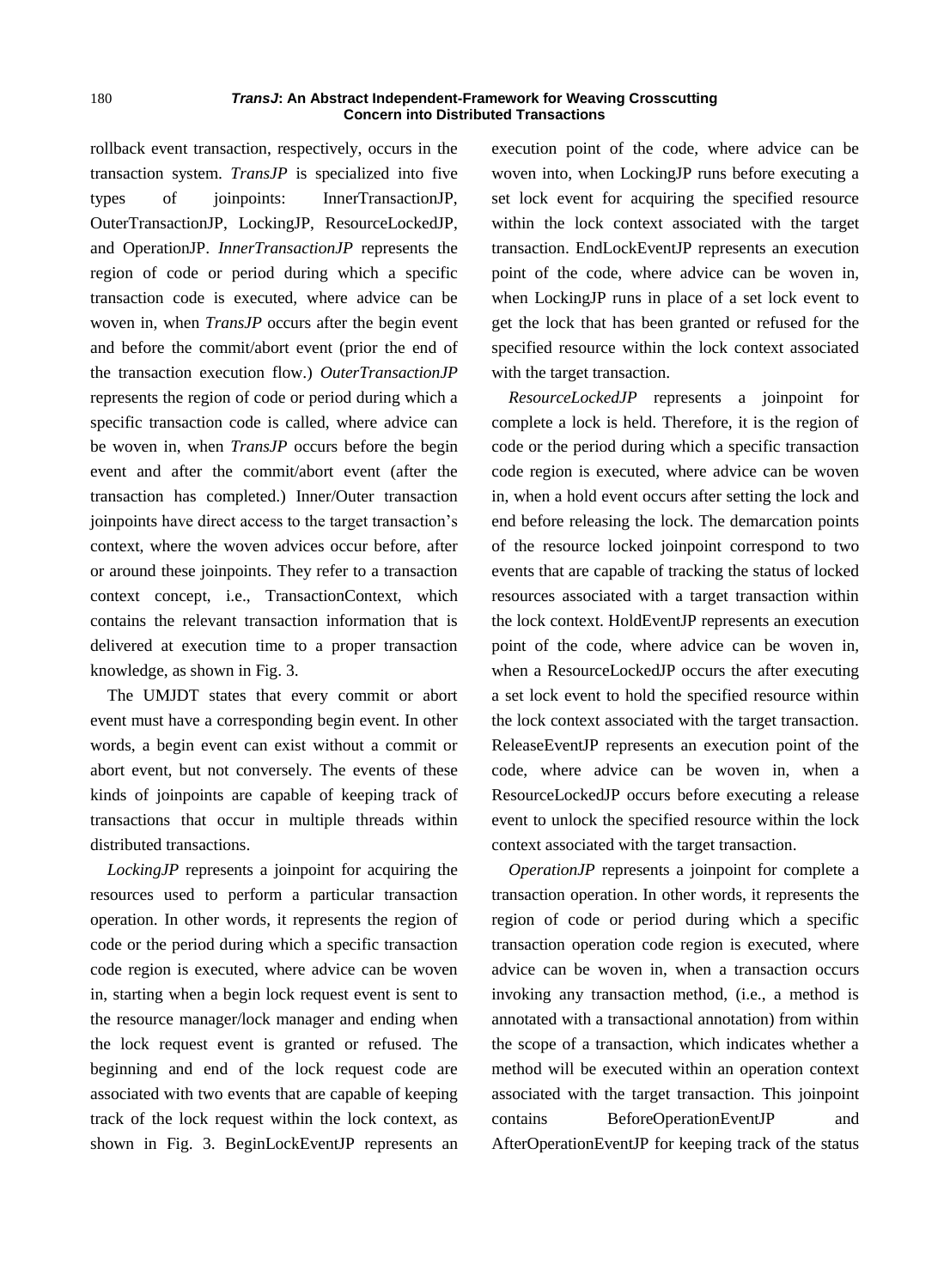rollback event transaction, respectively, occurs in the transaction system. *TransJP* is specialized into five types of joinpoints: InnerTransactionJP, OuterTransactionJP, LockingJP, ResourceLockedJP, and OperationJP. *InnerTransactionJP* represents the region of code or period during which a specific transaction code is executed, where advice can be woven in, when *TransJP* occurs after the begin event and before the commit/abort event (prior the end of the transaction execution flow.) *OuterTransactionJP* represents the region of code or period during which a specific transaction code is called, where advice can be woven in, when *TransJP* occurs before the begin event and after the commit/abort event (after the transaction has completed.) Inner/Outer transaction joinpoints have direct access to the target transaction's context, where the woven advices occur before, after or around these joinpoints. They refer to a transaction context concept, i.e., TransactionContext, which contains the relevant transaction information that is delivered at execution time to a proper transaction knowledge, as shown in Fig. 3.

The UMJDT states that every commit or abort event must have a corresponding begin event. In other words, a begin event can exist without a commit or abort event, but not conversely. The events of these kinds of joinpoints are capable of keeping track of transactions that occur in multiple threads within distributed transactions.

*LockingJP* represents a joinpoint for acquiring the resources used to perform a particular transaction operation. In other words, it represents the region of code or the period during which a specific transaction code region is executed, where advice can be woven in, starting when a begin lock request event is sent to the resource manager/lock manager and ending when the lock request event is granted or refused. The beginning and end of the lock request code are associated with two events that are capable of keeping track of the lock request within the lock context, as shown in Fig. 3. BeginLockEventJP represents an execution point of the code, where advice can be woven into, when LockingJP runs before executing a set lock event for acquiring the specified resource within the lock context associated with the target transaction. EndLockEventJP represents an execution point of the code, where advice can be woven in, when LockingJP runs in place of a set lock event to get the lock that has been granted or refused for the specified resource within the lock context associated with the target transaction.

*ResourceLockedJP* represents a joinpoint for complete a lock is held. Therefore, it is the region of code or the period during which a specific transaction code region is executed, where advice can be woven in, when a hold event occurs after setting the lock and end before releasing the lock. The demarcation points of the resource locked joinpoint correspond to two events that are capable of tracking the status of locked resources associated with a target transaction within the lock context. HoldEventJP represents an execution point of the code, where advice can be woven in, when a ResourceLockedJP occurs the after executing a set lock event to hold the specified resource within the lock context associated with the target transaction. ReleaseEventJP represents an execution point of the code, where advice can be woven in, when a ResourceLockedJP occurs before executing a release event to unlock the specified resource within the lock context associated with the target transaction.

*OperationJP* represents a joinpoint for complete a transaction operation. In other words, it represents the region of code or period during which a specific transaction operation code region is executed, where advice can be woven in, when a transaction occurs invoking any transaction method, (i.e., a method is annotated with a transactional annotation) from within the scope of a transaction, which indicates whether a method will be executed within an operation context associated with the target transaction. This joinpoint contains BeforeOperationEventJP and AfterOperationEventJP for keeping track of the status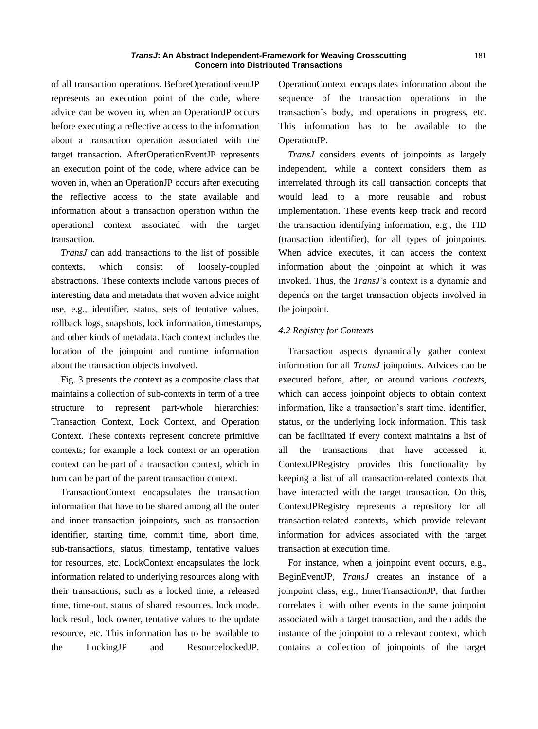of all transaction operations. BeforeOperationEventJP represents an execution point of the code, where advice can be woven in, when an OperationJP occurs before executing a reflective access to the information about a transaction operation associated with the target transaction. AfterOperationEventJP represents an execution point of the code, where advice can be woven in, when an OperationJP occurs after executing the reflective access to the state available and information about a transaction operation within the operational context associated with the target transaction.

*TransJ* can add transactions to the list of possible contexts, which consist of loosely-coupled abstractions. These contexts include various pieces of interesting data and metadata that woven advice might use, e.g., identifier, status, sets of tentative values, rollback logs, snapshots, lock information, timestamps, and other kinds of metadata. Each context includes the location of the joinpoint and runtime information about the transaction objects involved.

Fig. 3 presents the context as a composite class that maintains a collection of sub-contexts in term of a tree structure to represent part-whole hierarchies: Transaction Context, Lock Context, and Operation Context. These contexts represent concrete primitive contexts; for example a lock context or an operation context can be part of a transaction context, which in turn can be part of the parent transaction context.

TransactionContext encapsulates the transaction information that have to be shared among all the outer and inner transaction joinpoints, such as transaction identifier, starting time, commit time, abort time, sub-transactions, status, timestamp, tentative values for resources, etc. LockContext encapsulates the lock information related to underlying resources along with their transactions, such as a locked time, a released time, time-out, status of shared resources, lock mode, lock result, lock owner, tentative values to the update resource, etc. This information has to be available to the LockingJP and ResourcelockedJP. OperationContext encapsulates information about the sequence of the transaction operations in the transaction's body, and operations in progress, etc. This information has to be available to the OperationJP.

*TransJ* considers events of joinpoints as largely independent, while a context considers them as interrelated through its call transaction concepts that would lead to a more reusable and robust implementation. These events keep track and record the transaction identifying information, e.g., the TID (transaction identifier), for all types of joinpoints. When advice executes, it can access the context information about the joinpoint at which it was invoked. Thus, the *TransJ*'s context is a dynamic and depends on the target transaction objects involved in the joinpoint.

### *4.2 Registry for Contexts*

Transaction aspects dynamically gather context information for all *TransJ* joinpoints. Advices can be executed before, after, or around various *contexts*, which can access joinpoint objects to obtain context information, like a transaction's start time, identifier, status, or the underlying lock information. This task can be facilitated if every context maintains a list of all the transactions that have accessed it. ContextJPRegistry provides this functionality by keeping a list of all transaction-related contexts that have interacted with the target transaction. On this, ContextJPRegistry represents a repository for all transaction-related contexts, which provide relevant information for advices associated with the target transaction at execution time.

For instance, when a joinpoint event occurs, e.g., BeginEventJP, *TransJ* creates an instance of a joinpoint class, e.g., InnerTransactionJP, that further correlates it with other events in the same joinpoint associated with a target transaction, and then adds the instance of the joinpoint to a relevant context, which contains a collection of joinpoints of the target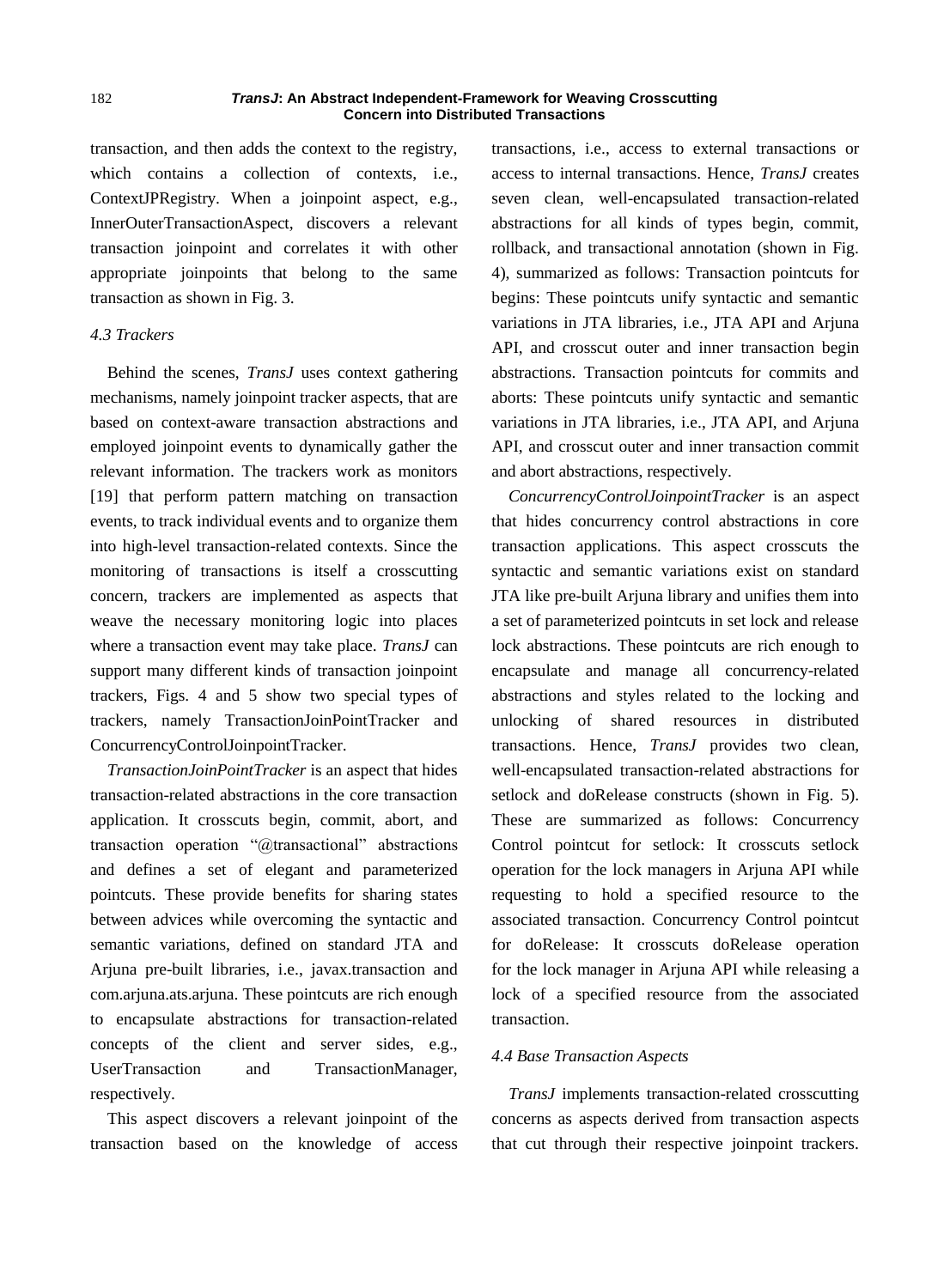transaction, and then adds the context to the registry, which contains a collection of contexts, i.e., ContextJPRegistry. When a joinpoint aspect, e.g., InnerOuterTransactionAspect, discovers a relevant transaction joinpoint and correlates it with other appropriate joinpoints that belong to the same transaction as shown in Fig. 3.

### *4.3 Trackers*

Behind the scenes, *TransJ* uses context gathering mechanisms, namely joinpoint tracker aspects, that are based on context-aware transaction abstractions and employed joinpoint events to dynamically gather the relevant information. The trackers work as monitors [19] that perform pattern matching on transaction events, to track individual events and to organize them into high-level transaction-related contexts. Since the monitoring of transactions is itself a crosscutting concern, trackers are implemented as aspects that weave the necessary monitoring logic into places where a transaction event may take place. *TransJ* can support many different kinds of transaction joinpoint trackers, Figs. 4 and 5 show two special types of trackers, namely TransactionJoinPointTracker and ConcurrencyControlJoinpointTracker.

*TransactionJoinPointTracker* is an aspect that hides transaction-related abstractions in the core transaction application. It crosscuts begin, commit, abort, and transaction operation "@transactional" abstractions and defines a set of elegant and parameterized pointcuts. These provide benefits for sharing states between advices while overcoming the syntactic and semantic variations, defined on standard JTA and Arjuna pre-built libraries, i.e., javax.transaction and com.arjuna.ats.arjuna. These pointcuts are rich enough to encapsulate abstractions for transaction-related concepts of the client and server sides, e.g., UserTransaction and TransactionManager, respectively.

This aspect discovers a relevant joinpoint of the transaction based on the knowledge of access transactions, i.e., access to external transactions or access to internal transactions. Hence, *TransJ* creates seven clean, well-encapsulated transaction-related abstractions for all kinds of types begin, commit, rollback, and transactional annotation (shown in Fig. 4), summarized as follows: Transaction pointcuts for begins: These pointcuts unify syntactic and semantic variations in JTA libraries, i.e., JTA API and Arjuna API, and crosscut outer and inner transaction begin abstractions. Transaction pointcuts for commits and aborts: These pointcuts unify syntactic and semantic variations in JTA libraries, i.e., JTA API, and Arjuna API, and crosscut outer and inner transaction commit and abort abstractions, respectively.

*ConcurrencyControlJoinpointTracker* is an aspect that hides concurrency control abstractions in core transaction applications. This aspect crosscuts the syntactic and semantic variations exist on standard JTA like pre-built Arjuna library and unifies them into a set of parameterized pointcuts in set lock and release lock abstractions. These pointcuts are rich enough to encapsulate and manage all concurrency-related abstractions and styles related to the locking and unlocking of shared resources in distributed transactions. Hence, *TransJ* provides two clean, well-encapsulated transaction-related abstractions for setlock and doRelease constructs (shown in Fig. 5). These are summarized as follows: Concurrency Control pointcut for setlock: It crosscuts setlock operation for the lock managers in Arjuna API while requesting to hold a specified resource to the associated transaction. Concurrency Control pointcut for doRelease: It crosscuts doRelease operation for the lock manager in Arjuna API while releasing a lock of a specified resource from the associated transaction.

### *4.4 Base Transaction Aspects*

*TransJ* implements transaction-related crosscutting concerns as aspects derived from transaction aspects that cut through their respective joinpoint trackers.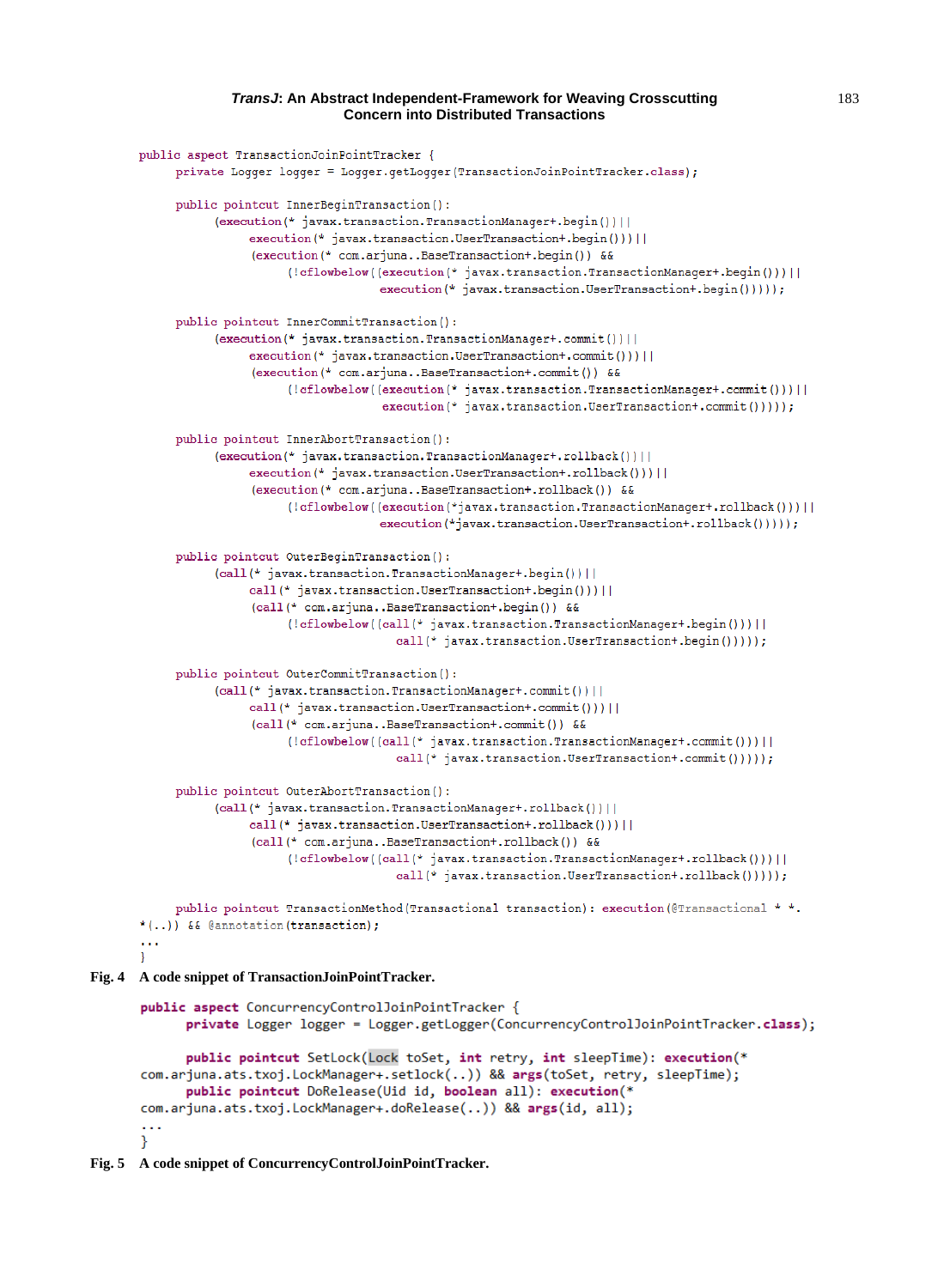```
public aspect TransactionJoinPointTracker {
      private Logger logger = Logger.getLogger(TransactionJoinPointTracker.class);

      public pointcut InnerBeginTransaction():
            (execution(* javax.transaction.TransactionManager+.begin())||
                execution(* javax.transaction.UserTransaction+.begin()))||
                (execution(* com.arjuna..BaseTransaction+.begin()) &&
                      (!cflowbelow((execution(* javax.transaction.TransactionManager+.begin()))||
                                  execution(* javax.transaction.UserTransaction+.begin()))));

      public pointcut InnerCommitTransaction():
            (execution(* javax.transaction.TransactionManager+.commit())||
                execution(* javax.transaction.UserTransaction+.commit()))||
                (execution(* com.arjuna..BaseTransaction+.commit()) &&
                      (!cflowbelow((execution(* javax.transaction.TransactionManager+.commit()))||
                                  execution(* javax.transaction.UserTransaction+.commit()))));

      public pointcut InnerAbortTransaction():
            (execution(* javax.transaction.TransactionManager+.rollback())||
                execution(* javax.transaction.UserTransaction+.rollback()))||
                (execution(* com.arjuna..BaseTransaction+.rollback()) &&
                      (!cflowbelow((execution(*javax.transaction.TransactionManager+.rollback()))||
                                  execution(*javax.transaction.UserTransaction+.rollback()))));

      public pointcut OuterBeginTransaction():
            (call(* javax.transaction.TransactionManager+.begin())||
                call(* javax.transaction.UserTransaction+.begin()))||
                (call(* com.arjuna..BaseTransaction+.begin()) &&
                      (!cflowbelow((call(* javax.transaction.TransactionManager+.begin()))||
                                    call(* javax.transaction.UserTransaction+.begin()))));

      public pointcut OuterCommitTransaction():
            (call(* javax.transaction.TransactionManager+.commit())||
                call(* javax.transaction.UserTransaction+.commit()))||
                (call(* com.arjuna..BaseTransaction+.commit()) &&
                      (!cflowbelow((call(* javax.transaction.TransactionManager+.commit()))||
                                    call(* javax.transaction.UserTransaction+.commit()))));

      public pointcut OuterAbortTransaction():
            (call(* javax.transaction.TransactionManager+.rollback())||
                call(* javax.transaction.UserTransaction+.rollback()))||
                (call(* com.arjuna..BaseTransaction+.rollback()) &&
                      (!cflowbelow((call(* javax.transaction.TransactionManager+.rollback()))||
                                    call(* javax.transaction.UserTransaction+.rollback()))));

      public pointcut TransactionMethod(Transactional transaction): execution(@Transactional * *.
*(..)) && @annotation(transaction);
...
}
```

**Fig. 4** A code snippet of TransactionJoinPointTracker.

```
public aspect ConcurrencyControlJoinPointTracker {
      private Logger logger = Logger.getLogger(ConcurrencyControlJoinPointTracker.class);

      public pointcut SetLock(Lock toSet, int retry, int sleepTime): execution(*
com.arjuna.ats.txoj.LockManager+.setlock(..)) && args(toSet, retry, sleepTime);
      public pointcut DoRelease(Uid id, boolean all): execution(*
com.arjuna.ats.txoj.LockManager+.doRelease(..)) && args(id, all);
...
}
```

**Fig. 5** A code snippet of ConcurrencyControlJoinPointTracker.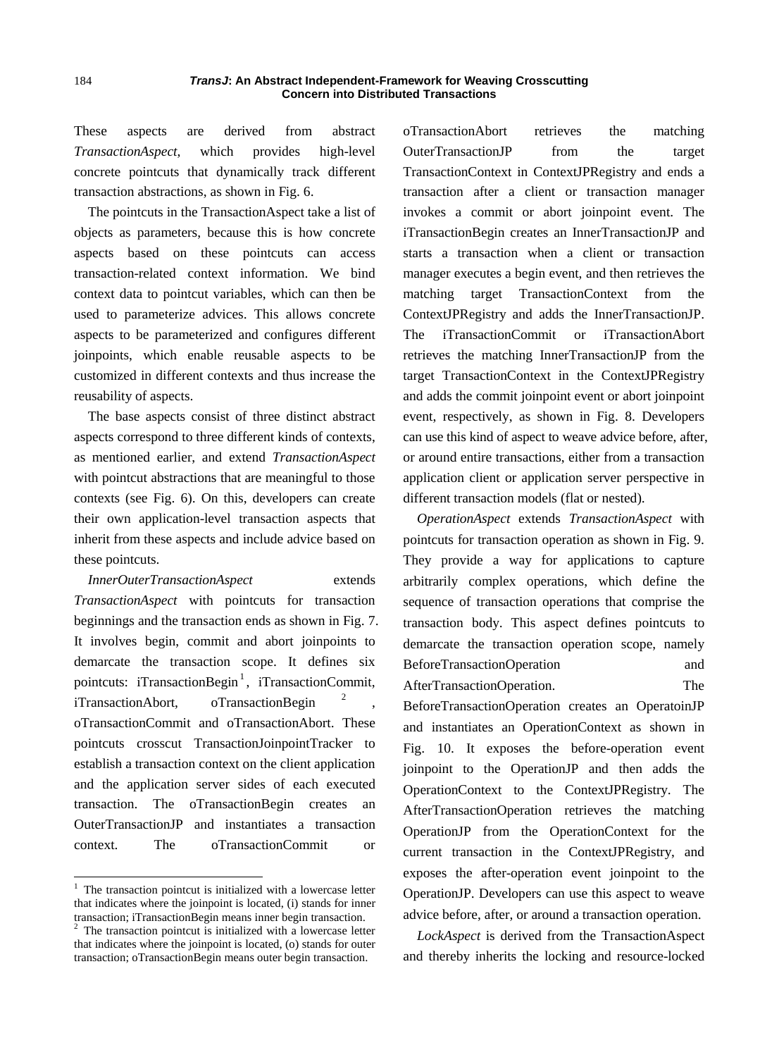These aspects are derived from abstract *TransactionAspect*, which provides high-level concrete pointcuts that dynamically track different transaction abstractions, as shown in Fig. 6.

The pointcuts in the TransactionAspect take a list of objects as parameters, because this is how concrete aspects based on these pointcuts can access transaction-related context information. We bind context data to pointcut variables, which can then be used to parameterize advices. This allows concrete aspects to be parameterized and configures different joinpoints, which enable reusable aspects to be customized in different contexts and thus increase the reusability of aspects.

The base aspects consist of three distinct abstract aspects correspond to three different kinds of contexts, as mentioned earlier, and extend *TransactionAspect* with pointcut abstractions that are meaningful to those contexts (see Fig. 6). On this, developers can create their own application-level transaction aspects that inherit from these aspects and include advice based on these pointcuts.

*InnerOuterTransactionAspect* extends *TransactionAspect* with pointcuts for transaction beginnings and the transaction ends as shown in Fig. 7. It involves begin, commit and abort joinpoints to demarcate the transaction scope. It defines six pointcuts: iTransactionBegin[1], iTransactionCommit, iTransactionAbort, oTransactionBegin[2], oTransactionCommit and oTransactionAbort. These pointcuts crosscut TransactionJoinpointTracker to establish a transaction context on the client application and the application server sides of each executed transaction. The oTransactionBegin creates an OuterTransactionJP and instantiates a transaction context. The oTransactionCommit or oTransactionAbort retrieves the matching OuterTransactionJP from the target TransactionContext in ContextJPRegistry and ends a transaction after a client or transaction manager invokes a commit or abort joinpoint event. The iTransactionBegin creates an InnerTransactionJP and starts a transaction when a client or transaction manager executes a begin event, and then retrieves the matching target TransactionContext from the ContextJPRegistry and adds the InnerTransactionJP. The iTransactionCommit or iTransactionAbort retrieves the matching InnerTransactionJP from the target TransactionContext in the ContextJPRegistry and adds the commit joinpoint event or abort joinpoint event, respectively, as shown in Fig. 8. Developers can use this kind of aspect to weave advice before, after, or around entire transactions, either from a transaction application client or application server perspective in different transaction models (flat or nested).

*OperationAspect* extends *TransactionAspect* with pointcuts for transaction operation as shown in Fig. 9. They provide a way for applications to capture arbitrarily complex operations, which define the sequence of transaction operations that comprise the transaction body. This aspect defines pointcuts to demarcate the transaction operation scope, namely BeforeTransactionOperation and AfterTransactionOperation. The BeforeTransactionOperation creates an OperatoinJP and instantiates an OperationContext as shown in Fig. 10. It exposes the before-operation event joinpoint to the OperationJP and then adds the OperationContext to the ContextJPRegistry. The AfterTransactionOperation retrieves the matching OperationJP from the OperationContext for the current transaction in the ContextJPRegistry, and exposes the after-operation event joinpoint to the OperationJP. Developers can use this aspect to weave advice before, after, or around a transaction operation.

*LockAspect* is derived from the TransactionAspect and thereby inherits the locking and resource-locked

---

[1] The transaction pointcut is initialized with a lowercase letter that indicates where the joinpoint is located, (i) stands for inner transaction; iTransactionBegin means inner begin transaction.

[2] The transaction pointcut is initialized with a lowercase letter that indicates where the joinpoint is located, (o) stands for outer transaction; oTransactionBegin means outer begin transaction.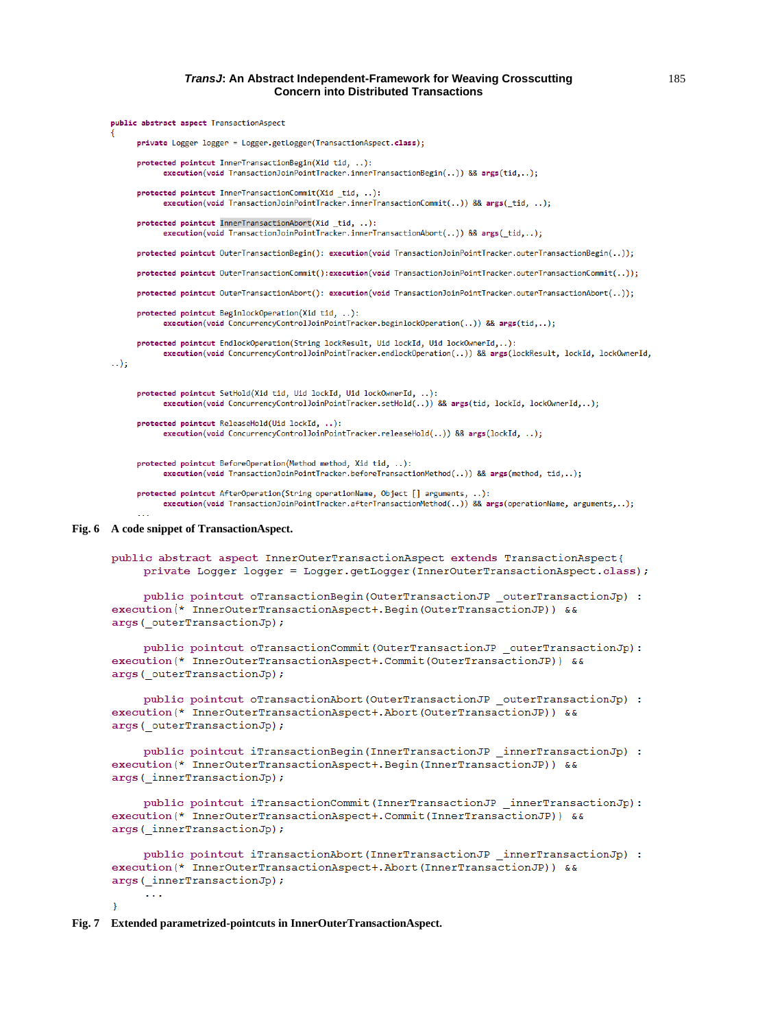```
public abstract aspect TransactionAspect
{
      private Logger logger = Logger.getLogger(TransactionAspect.class);

      protected pointcut InnerTransactionBegin(Xid tid, ..):
            execution(void TransactionJoinPointTracker.innerTransactionBegin(..)) && args(tid,..);

      protected pointcut InnerTransactionCommit(Xid _tid, ..):
            execution(void TransactionJoinPointTracker.innerTransactionCommit(..)) && args(_tid, ..);

      protected pointcut InnerTransactionAbort(Xid _tid, ..):
            execution(void TransactionJoinPointTracker.innerTransactionAbort(..)) && args(_tid,..);

      protected pointcut OuterTransactionBegin(): execution(void TransactionJoinPointTracker.outerTransactionBegin(..));

      protected pointcut OuterTransactionCommit():execution(void TransactionJoinPointTracker.outerTransactionCommit(..));

      protected pointcut OuterTransactionAbort(): execution(void TransactionJoinPointTracker.outerTransactionAbort(..));

      protected pointcut BeginlockOperation(Xid tid, ..):
            execution(void ConcurrencyControlJoinPointTracker.beginlockOperation(..)) && args(tid,..);

      protected pointcut EndlockOperation(String lockResult, Uid lockId, Uid lockOwnerId,..):
            execution(void ConcurrencyControlJoinPointTracker.endlockOperation(..)) && args(lockResult, lockId, lockOwnerId,
..);

      protected pointcut SetHold(Xid tid, Uid lockId, Uid lockOwnerId, ..):
            execution(void ConcurrencyControlJoinPointTracker.setHold(..)) && args(tid, lockId, lockOwnerId,..);

      protected pointcut ReleaseHold(Uid lockId, ..):
            execution(void ConcurrencyControlJoinPointTracker.releaseHold(..)) && args(lockId, ..);

      protected pointcut BeforeOperation(Method method, Xid tid, ..):
            execution(void TransactionJoinPointTracker.beforeTransactionMethod(..)) && args(method, tid,..);

      protected pointcut AfterOperation(String operationName, Object [] arguments, ..):
            execution(void TransactionJoinPointTracker.afterTransactionMethod(..)) && args(operationName, arguments,..);
      ...
```

**Fig. 6** A code snippet of TransactionAspect.

```
public abstract aspect InnerOuterTransactionAspect extends TransactionAspect{
     private Logger logger = Logger.getLogger(InnerOuterTransactionAspect.class);

     public pointcut oTransactionBegin(OuterTransactionJP _outerTransactionJp) :
execution(* InnerOuterTransactionAspect+.Begin(OuterTransactionJP)) &&
args(_outerTransactionJp);

     public pointcut oTransactionCommit(OuterTransactionJP _outerTransactionJp):
execution(* InnerOuterTransactionAspect+.Commit(OuterTransactionJP)) &&
args(_outerTransactionJp);

     public pointcut oTransactionAbort(OuterTransactionJP _outerTransactionJp) :
execution(* InnerOuterTransactionAspect+.Abort(OuterTransactionJP)) &&
args(_outerTransactionJp);

     public pointcut iTransactionBegin(InnerTransactionJP _innerTransactionJp) :
execution(* InnerOuterTransactionAspect+.Begin(InnerTransactionJP)) &&
args(_innerTransactionJp);

     public pointcut iTransactionCommit(InnerTransactionJP _innerTransactionJp):
execution(* InnerOuterTransactionAspect+.Commit(InnerTransactionJP)) &&
args(_innerTransactionJp);

     public pointcut iTransactionAbort(InnerTransactionJP _innerTransactionJp) :
execution(* InnerOuterTransactionAspect+.Abort(InnerTransactionJP)) &&
args(_innerTransactionJp);
     ...
}
```

**Fig. 7** Extended parametrized-pointcuts in InnerOuterTransactionAspect.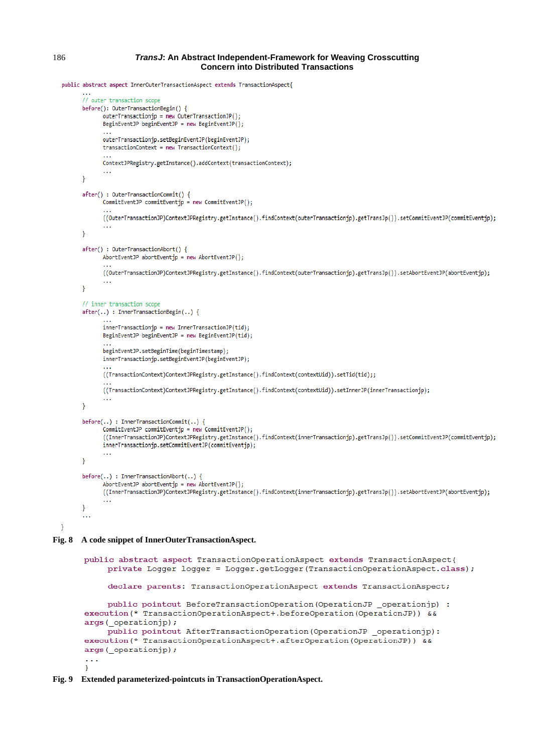```
public abstract aspect InnerOuterTransactionAspect extends TransactionAspect{
       ...
       // outer transaction scope
       before(): OuterTransactionBegin() {
              outerTransactionjp = new OuterTransactionJP();
              BeginEventJP beginEventJP = new BeginEventJP();
              ...
              outerTransactionjp.setBeginEventJP(beginEventJP);
              transactionContext = new TransactionContext();
              ...
              ContextJPRegistry.getInstance().addContext(transactionContext);
              ...
       }

       after() : OuterTransactionCommit() {
              CommitEventJP commitEventjp = new CommitEventJP();
              ...
              ((OuterTransactionJP)ContextJPRegistry.getInstance().findContext(outerTransactionjp).getTransJp()).setCommitEventJP(commitEventjp);
              ...
       }

       after() : OuterTransactionAbort() {
              AbortEventJP abortEventjp = new AbortEventJP();
              ...
              ((OuterTransactionJP)ContextJPRegistry.getInstance().findContext(outerTransactionjp).getTransJp()).setAbortEventJP(abortEventjp);
              ...
       }

       // inner transaction scope
       after(..) : InnerTransactionBegin(..) {
              ...
              innerTransactionjp = new InnerTransactionJP(tid);
              BeginEventJP beginEventJP = new BeginEventJP(tid);
              ...
              beginEventJP.setBeginTime(beginTimestamp);
              innerTransactionjp.setBeginEventJP(beginEventJP);
              ...
              ((TransactionContext)ContextJPRegistry.getInstance().findContext(contextUid)).setTid(tid);;
              ...
              ((TransactionContext)ContextJPRegistry.getInstance().findContext(contextUid)).setInnerJP(innerTransactionjp);
              ...
       }

       before(..) : InnerTransactionCommit(..) {
              CommitEventJP commitEventjp = new CommitEventJP();
              ((InnerTransactionJP)ContextJPRegistry.getInstance().findContext(innerTransactionjp).getTransJp()).setCommitEventJP(commitEventjp);
              innerTransactionjp.setCommitEventJP(commitEventjp);
              ...
       }

       before(..) : InnerTransactionAbort(..) {
              AbortEventJP abortEventjp = new AbortEventJP();
              ((InnerTransactionJP)ContextJPRegistry.getInstance().findContext(innerTransactionjp).getTransJp()).setAbortEventJP(abortEventjp);
              ...
       }
       ...
}
```

**Fig. 8** A code snippet of InnerOuterTransactionAspect.

```
public abstract aspect TransactionOperationAspect extends TransactionAspect{
     private Logger logger = Logger.getLogger(TransactionOperationAspect.class);

     declare parents: TransactionOperationAspect extends TransactionAspect;

     public pointcut BeforeTransactionOperation(OperationJP _operationjp) :
execution(* TransactionOperationAspect+.beforeOperation(OperationJP)) &&
args(_operationjp);
     public pointcut AfterTransactionOperation(OperationJP _operationjp):
execution(* TransactionOperationAspect+.afterOperation(OperationJP)) &&
args(_operationjp);
...
}
```

**Fig. 9** Extended parameterized-pointcuts in TransactionOperationAspect.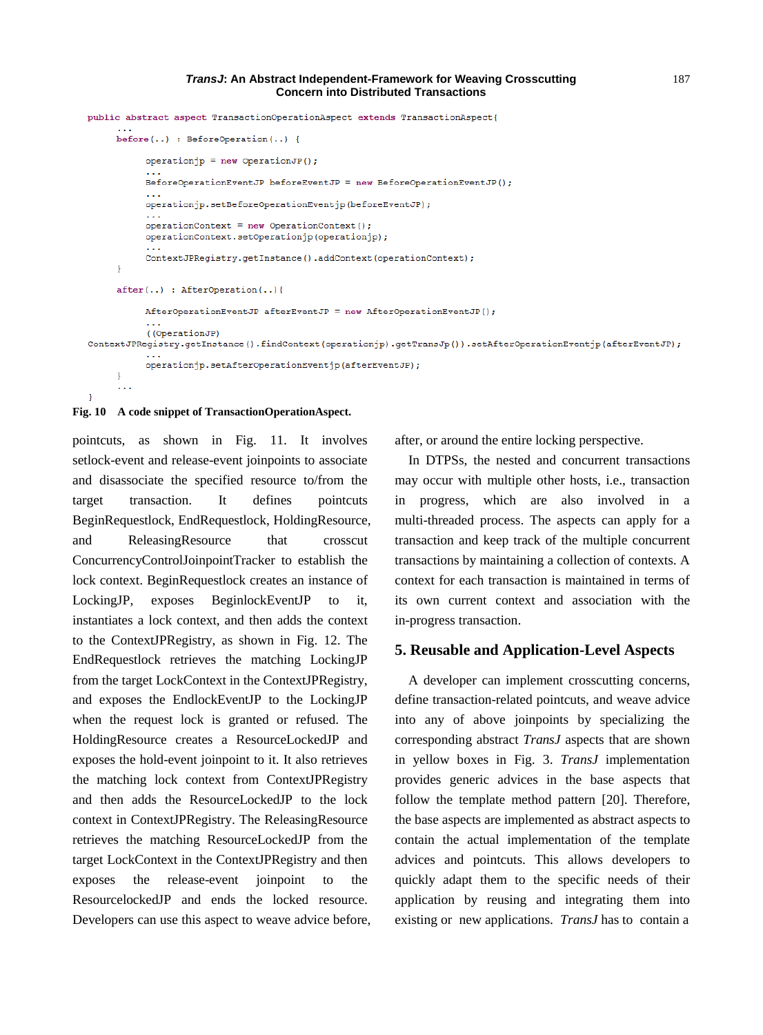```
public abstract aspect TransactionOperationAspect extends TransactionAspect{
      ...
      before(..) : BeforeOperation(..) {

            operationjp = new OperationJP();
            ...
            BeforeOperationEventJP beforeEventJP = new BeforeOperationEventJP();
            ...
            operationjp.setBeforeOperationEventjp(beforeEventJP);
            ...
            operationContext = new OperationContext();
            operationContext.setOperationjp(operationjp);
            ...
            ContextJPRegistry.getInstance().addContext(operationContext);
      }

      after(..) : AfterOperation(..){

            AfterOperationEventJP afterEventJP = new AfterOperationEventJP();
            ...
            ((OperationJP)
ContextJPRegistry.getInstance().findContext(operationjp).getTransJp()).setAfterOperationEventjp(afterEventJP);
            ...
            operationjp.setAfterOperationEventjp(afterEventJP);
      }
      ...
}
```

**Fig. 10　A code snippet of TransactionOperationAspect.**

pointcuts, as shown in Fig. 11. It involves setlock-event and release-event joinpoints to associate and disassociate the specified resource to/from the target transaction. It defines pointcuts BeginRequestlock, EndRequestlock, HoldingResource, and ReleasingResource that crosscut ConcurrencyControlJoinpointTracker to establish the lock context. BeginRequestlock creates an instance of LockingJP, exposes BeginlockEventJP to it, instantiates a lock context, and then adds the context to the ContextJPRegistry, as shown in Fig. 12. The EndRequestlock retrieves the matching LockingJP from the target LockContext in the ContextJPRegistry, and exposes the EndlockEventJP to the LockingJP when the request lock is granted or refused. The HoldingResource creates a ResourceLockedJP and exposes the hold-event joinpoint to it. It also retrieves the matching lock context from ContextJPRegistry and then adds the ResourceLockedJP to the lock context in ContextJPRegistry. The ReleasingResource retrieves the matching ResourceLockedJP from the target LockContext in the ContextJPRegistry and then exposes the release-event joinpoint to the ResourcelockedJP and ends the locked resource. Developers can use this aspect to weave advice before, after, or around the entire locking perspective.

In DTPSs, the nested and concurrent transactions may occur with multiple other hosts, i.e., transaction in progress, which are also involved in a multi-threaded process. The aspects can apply for a transaction and keep track of the multiple concurrent transactions by maintaining a collection of contexts. A context for each transaction is maintained in terms of its own current context and association with the in-progress transaction.

## 5. Reusable and Application-Level Aspects

A developer can implement crosscutting concerns, define transaction-related pointcuts, and weave advice into any of above joinpoints by specializing the corresponding abstract *TransJ* aspects that are shown in yellow boxes in Fig. 3. *TransJ* implementation provides generic advices in the base aspects that follow the template method pattern [20]. Therefore, the base aspects are implemented as abstract aspects to contain the actual implementation of the template advices and pointcuts. This allows developers to quickly adapt them to the specific needs of their application by reusing and integrating them into existing or new applications. *TransJ* has to contain a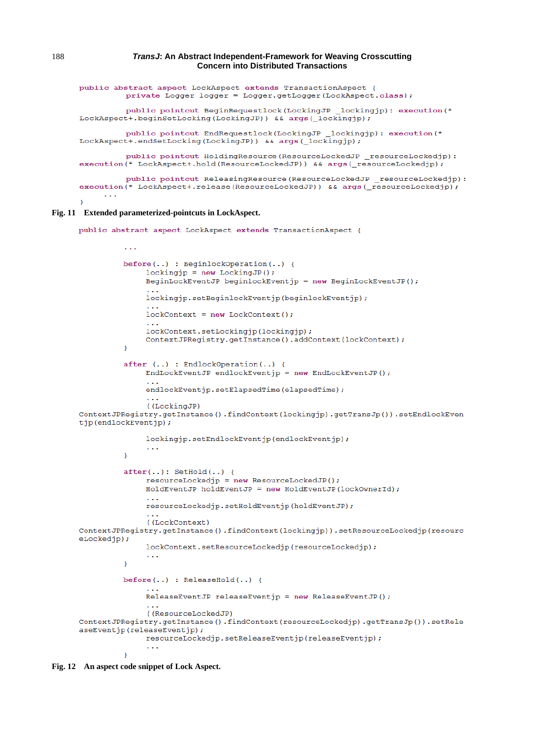```
public abstract aspect LockAspect extends TransactionAspect {
        private Logger logger = Logger.getLogger(LockAspect.class);

        public pointcut BeginRequestlock(LockingJP _lockingjp): execution(*
LockAspect+.beginSetLocking(LockingJP)) && args(_lockingjp);

        public pointcut EndRequestlock(LockingJP _lockingjp): execution(*
LockAspect+.endSetLocking(LockingJP)) && args(_lockingjp);

        public pointcut HoldingResource(ResourceLockedJP _resourceLockedjp):
execution(* LockAspect+.hold(ResourceLockedJP)) && args(_resourceLockedjp);

        public pointcut ReleasingResource(ResourceLockedJP _resourceLockedjp):
execution(* LockAspect+.release(ResourceLockedJP)) && args(_resourceLockedjp);
     ...
}
```

**Fig. 11** **Extended parameterized-pointcuts in LockAspect.**

```
public abstract aspect LockAspect extends TransactionAspect {

        ...

        before(..) : BeginlockOperation(..) {
             lockingjp = new LockingJP();
             BeginLockEventJP beginlockEventjp = new BeginLockEventJP();
             ...
             lockingjp.setBeginlockEventjp(beginlockEventjp);
             ...
             lockContext = new LockContext();
             ...
             lockContext.setLockingjp(lockingjp);
             ContextJPRegistry.getInstance().addContext(lockContext);
        }

        after (..) : EndlockOperation(..) {
             EndLockEventJP endlockEventjp = new EndLockEventJP();
             ...
             endlockEventjp.setElapsedTime(elapsedTime);
             ...
             ((LockingJP)
ContextJPRegistry.getInstance().findContext(lockingjp).getTransJp()).setEndlockEven
tjp(endlockEventjp);

             lockingjp.setEndlockEventjp(endlockEventjp);
             ...
        }

        after(..): SetHold(..) {
             resourceLockedjp = new ResourceLockedJP();
             HoldEventJP holdEventJP = new HoldEventJP(lockOwnerId);
             ...
             resourceLockedjp.setHoldEventjp(holdEventJP);
             ...
             ((LockContext)
ContextJPRegistry.getInstance().findContext(lockingjp)).setResourceLockedjp(resourc
eLockedjp);
             lockContext.setResourceLockedjp(resourceLockedjp);
             ...
        }

        before(..) : ReleaseHold(..) {
             ...
             ReleaseEventJP releaseEventjp = new ReleaseEventJP();
             ...
             ((ResourceLockedJP)
ContextJPRegistry.getInstance().findContext(resourceLockedjp).getTransJp()).setRele
aseEventjp(releaseEventjp);
             resourceLockedjp.setReleaseEventjp(releaseEventjp);
             ...
        }
```

**Fig. 12** **An aspect code snippet of Lock Aspect.**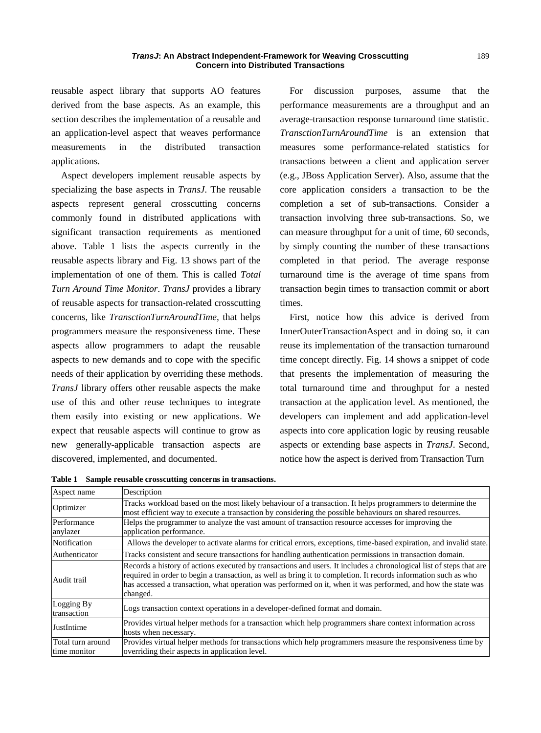reusable aspect library that supports AO features derived from the base aspects. As an example, this section describes the implementation of a reusable and an application-level aspect that weaves performance measurements in the distributed transaction applications.

Aspect developers implement reusable aspects by specializing the base aspects in *TransJ*. The reusable aspects represent general crosscutting concerns commonly found in distributed applications with significant transaction requirements as mentioned above. Table 1 lists the aspects currently in the reusable aspects library and Fig. 13 shows part of the implementation of one of them. This is called *Total Turn Around Time Monitor*. *TransJ* provides a library of reusable aspects for transaction-related crosscutting concerns, like *TransctionTurnAroundTime*, that helps programmers measure the responsiveness time. These aspects allow programmers to adapt the reusable aspects to new demands and to cope with the specific needs of their application by overriding these methods. *TransJ* library offers other reusable aspects the make use of this and other reuse techniques to integrate them easily into existing or new applications. We expect that reusable aspects will continue to grow as new generally-applicable transaction aspects are discovered, implemented, and documented.

For discussion purposes, assume that the performance measurements are a throughput and an average-transaction response turnaround time statistic. *TransctionTurnAroundTime* is an extension that measures some performance-related statistics for transactions between a client and application server (e.g., JBoss Application Server). Also, assume that the core application considers a transaction to be the completion a set of sub-transactions. Consider a transaction involving three sub-transactions. So, we can measure throughput for a unit of time, 60 seconds, by simply counting the number of these transactions completed in that period. The average response turnaround time is the average of time spans from transaction begin times to transaction commit or abort times.

First, notice how this advice is derived from InnerOuterTransactionAspect and in doing so, it can reuse its implementation of the transaction turnaround time concept directly. Fig. 14 shows a snippet of code that presents the implementation of measuring the total turnaround time and throughput for a nested transaction at the application level. As mentioned, the developers can implement and add application-level aspects into core application logic by reusing reusable aspects or extending base aspects in *TransJ*. Second, notice how the aspect is derived from Transaction Turn

**Table 1 Sample reusable crosscutting concerns in transactions.**

| Aspect name | Description |
|---|---|
| Optimizer | Tracks workload based on the most likely behaviour of a transaction. It helps programmers to determine the most efficient way to execute a transaction by considering the possible behaviours on shared resources. |
| Performance anylazer | Helps the programmer to analyze the vast amount of transaction resource accesses for improving the application performance. |
| Notification | Allows the developer to activate alarms for critical errors, exceptions, time-based expiration, and invalid state. |
| Authenticator | Tracks consistent and secure transactions for handling authentication permissions in transaction domain. |
| Audit trail | Records a history of actions executed by transactions and users. It includes a chronological list of steps that are required in order to begin a transaction, as well as bring it to completion. It records information such as who has accessed a transaction, what operation was performed on it, when it was performed, and how the state was changed. |
| Logging By transaction | Logs transaction context operations in a developer-defined format and domain. |
| JustIntime | Provides virtual helper methods for a transaction which help programmers share context information across hosts when necessary. |
| Total turn around time monitor | Provides virtual helper methods for transactions which help programmers measure the responsiveness time by overriding their aspects in application level. |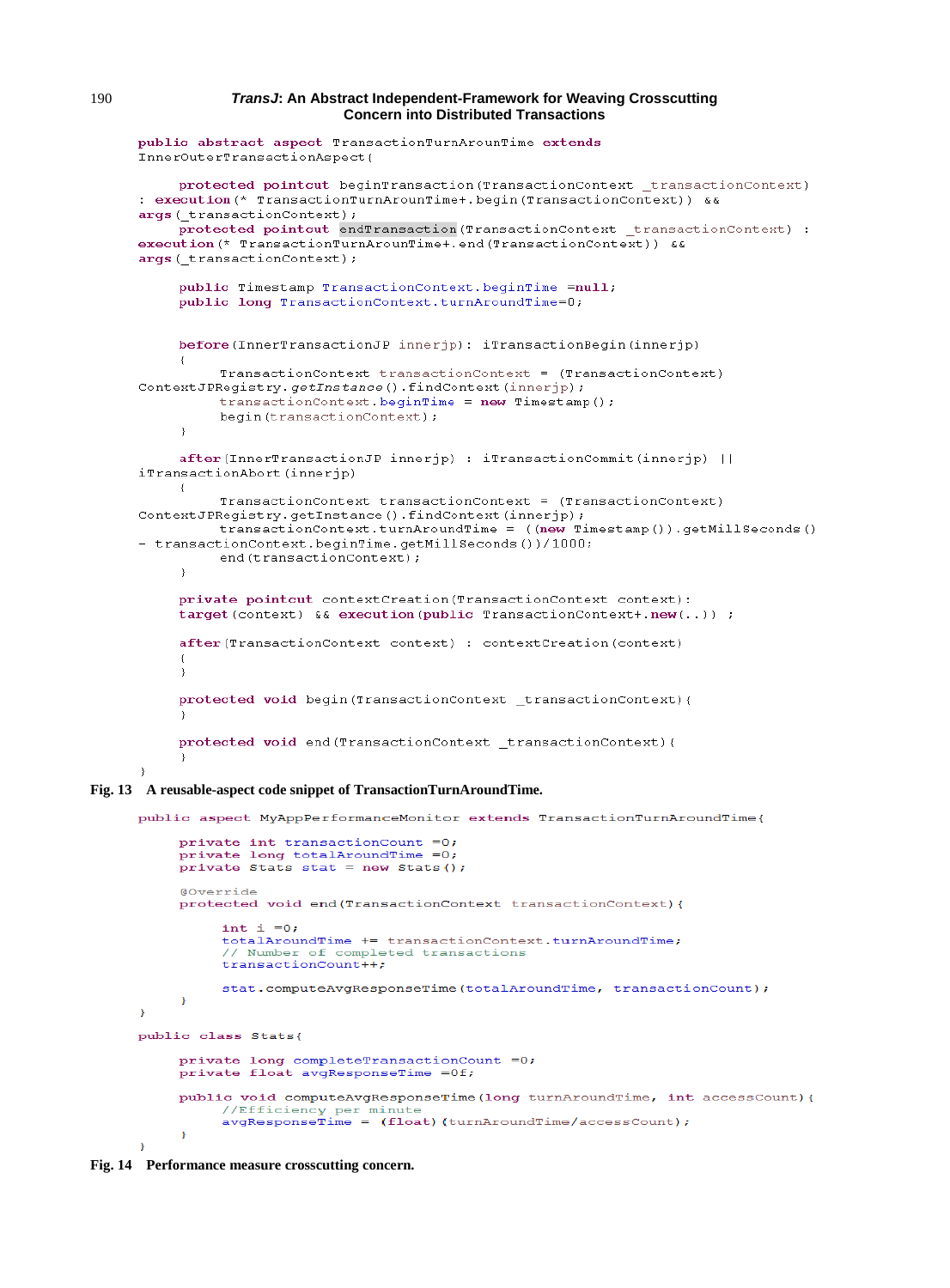```
public abstract aspect TransactionTurnArounTime extends
InnerOuterTransactionAspect{

    protected pointcut beginTransaction(TransactionContext _transactionContext)
: execution(* TransactionTurnArounTime+.begin(TransactionContext)) &&
args(_transactionContext);
    protected pointcut endTransaction(TransactionContext _transactionContext) :
execution(* TransactionTurnArounTime+.end(TransactionContext)) &&
args(_transactionContext);

    public Timestamp TransactionContext.beginTime =null;
    public long TransactionContext.turnAroundTime=0;


    before(InnerTransactionJP innerjp): iTransactionBegin(innerjp)
    {
        TransactionContext transactionContext = (TransactionContext)
ContextJPRegistry.getInstance().findContext(innerjp);
        transactionContext.beginTime = new Timestamp();
        begin(transactionContext);
    }

    after(InnerTransactionJP innerjp) : iTransactionCommit(innerjp) ||
iTransactionAbort(innerjp)
    {
        TransactionContext transactionContext = (TransactionContext)
ContextJPRegistry.getInstance().findContext(innerjp);
        transactionContext.turnAroundTime = ((new Timestamp()).getMillSeconds()
- transactionContext.beginTime.getMillSeconds())/1000;
        end(transactionContext);
    }

    private pointcut contextCreation(TransactionContext context):
    target(context) && execution(public TransactionContext+.new(..)) ;

    after(TransactionContext context) : contextCreation(context)
    {
    }

    protected void begin(TransactionContext _transactionContext){
    }

    protected void end(TransactionContext _transactionContext){
    }
}
```

**Fig. 13** A reusable-aspect code snippet of TransactionTurnAroundTime.

```
public aspect MyAppPerformanceMonitor extends TransactionTurnAroundTime{

    private int transactionCount =0;
    private long totalAroundTime =0;
    private Stats stat = new Stats();

    @Override
    protected void end(TransactionContext transactionContext){

        int i =0;
        totalAroundTime += transactionContext.turnAroundTime;
        // Number of completed transactions
        transactionCount++;

        stat.computeAvgResponseTime(totalAroundTime, transactionCount);
    }
}

public class Stats{

    private long completeTransactionCount =0;
    private float avgResponseTime =0f;

    public void computeAvgResponseTime(long turnAroundTime, int accessCount){
        //Efficiency per minute
        avgResponseTime = (float)(turnAroundTime/accessCount);
    }
}
```

**Fig. 14** Performance measure crosscutting concern.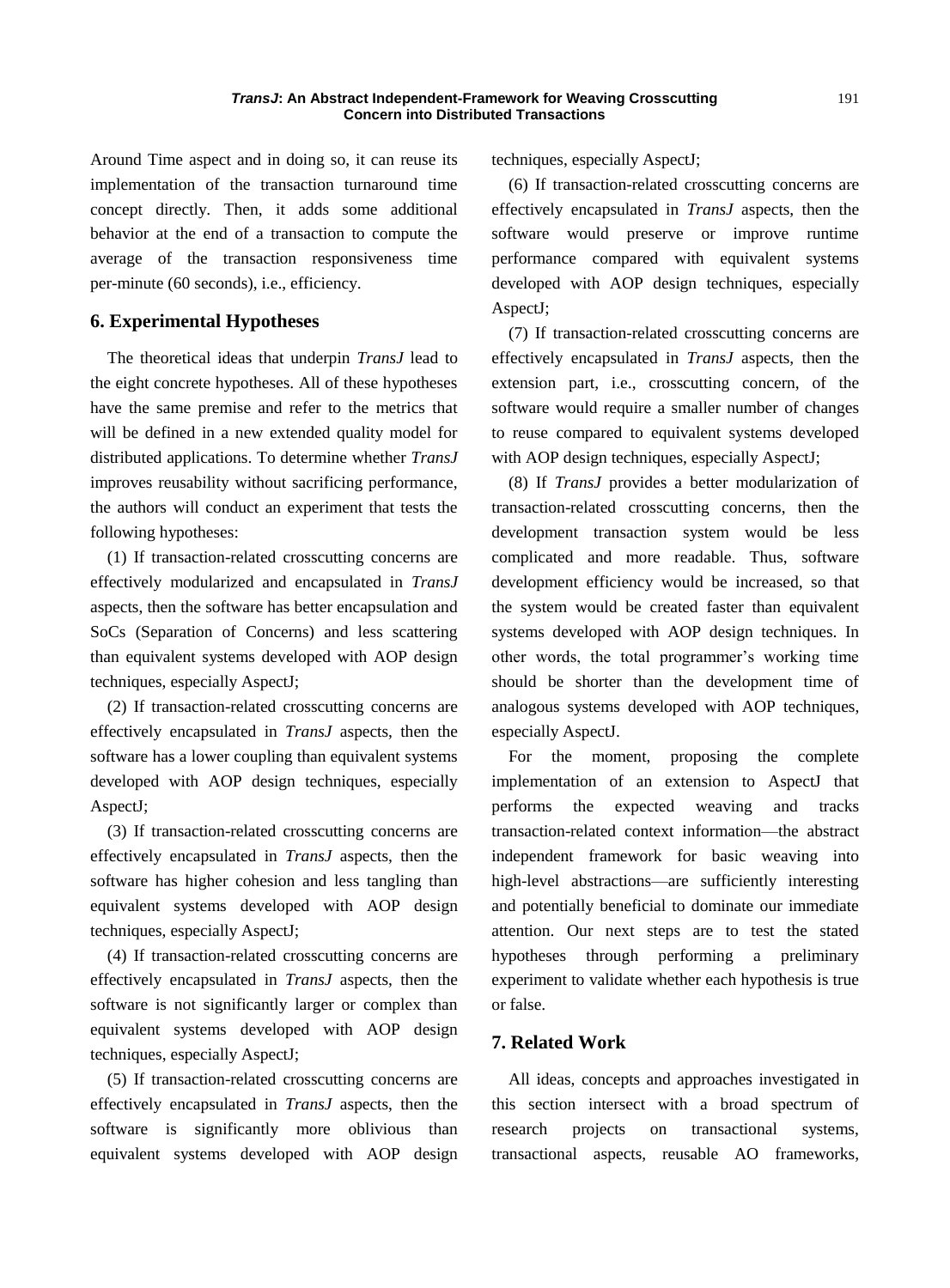Around Time aspect and in doing so, it can reuse its implementation of the transaction turnaround time concept directly. Then, it adds some additional behavior at the end of a transaction to compute the average of the transaction responsiveness time per-minute (60 seconds), i.e., efficiency.

## 6. Experimental Hypotheses

The theoretical ideas that underpin *TransJ* lead to the eight concrete hypotheses. All of these hypotheses have the same premise and refer to the metrics that will be defined in a new extended quality model for distributed applications. To determine whether *TransJ* improves reusability without sacrificing performance, the authors will conduct an experiment that tests the following hypotheses:

(1) If transaction-related crosscutting concerns are effectively modularized and encapsulated in *TransJ* aspects, then the software has better encapsulation and SoCs (Separation of Concerns) and less scattering than equivalent systems developed with AOP design techniques, especially AspectJ;

(2) If transaction-related crosscutting concerns are effectively encapsulated in *TransJ* aspects, then the software has a lower coupling than equivalent systems developed with AOP design techniques, especially AspectJ;

(3) If transaction-related crosscutting concerns are effectively encapsulated in *TransJ* aspects, then the software has higher cohesion and less tangling than equivalent systems developed with AOP design techniques, especially AspectJ;

(4) If transaction-related crosscutting concerns are effectively encapsulated in *TransJ* aspects, then the software is not significantly larger or complex than equivalent systems developed with AOP design techniques, especially AspectJ;

(5) If transaction-related crosscutting concerns are effectively encapsulated in *TransJ* aspects, then the software is significantly more oblivious than equivalent systems developed with AOP design techniques, especially AspectJ;

(6) If transaction-related crosscutting concerns are effectively encapsulated in *TransJ* aspects, then the software would preserve or improve runtime performance compared with equivalent systems developed with AOP design techniques, especially AspectJ;

(7) If transaction-related crosscutting concerns are effectively encapsulated in *TransJ* aspects, then the extension part, i.e., crosscutting concern, of the software would require a smaller number of changes to reuse compared to equivalent systems developed with AOP design techniques, especially AspectJ;

(8) If *TransJ* provides a better modularization of transaction-related crosscutting concerns, then the development transaction system would be less complicated and more readable. Thus, software development efficiency would be increased, so that the system would be created faster than equivalent systems developed with AOP design techniques. In other words, the total programmer's working time should be shorter than the development time of analogous systems developed with AOP techniques, especially AspectJ.

For the moment, proposing the complete implementation of an extension to AspectJ that performs the expected weaving and tracks transaction-related context information—the abstract independent framework for basic weaving into high-level abstractions—are sufficiently interesting and potentially beneficial to dominate our immediate attention. Our next steps are to test the stated hypotheses through performing a preliminary experiment to validate whether each hypothesis is true or false.

## 7. Related Work

All ideas, concepts and approaches investigated in this section intersect with a broad spectrum of research projects on transactional systems, transactional aspects, reusable AO frameworks,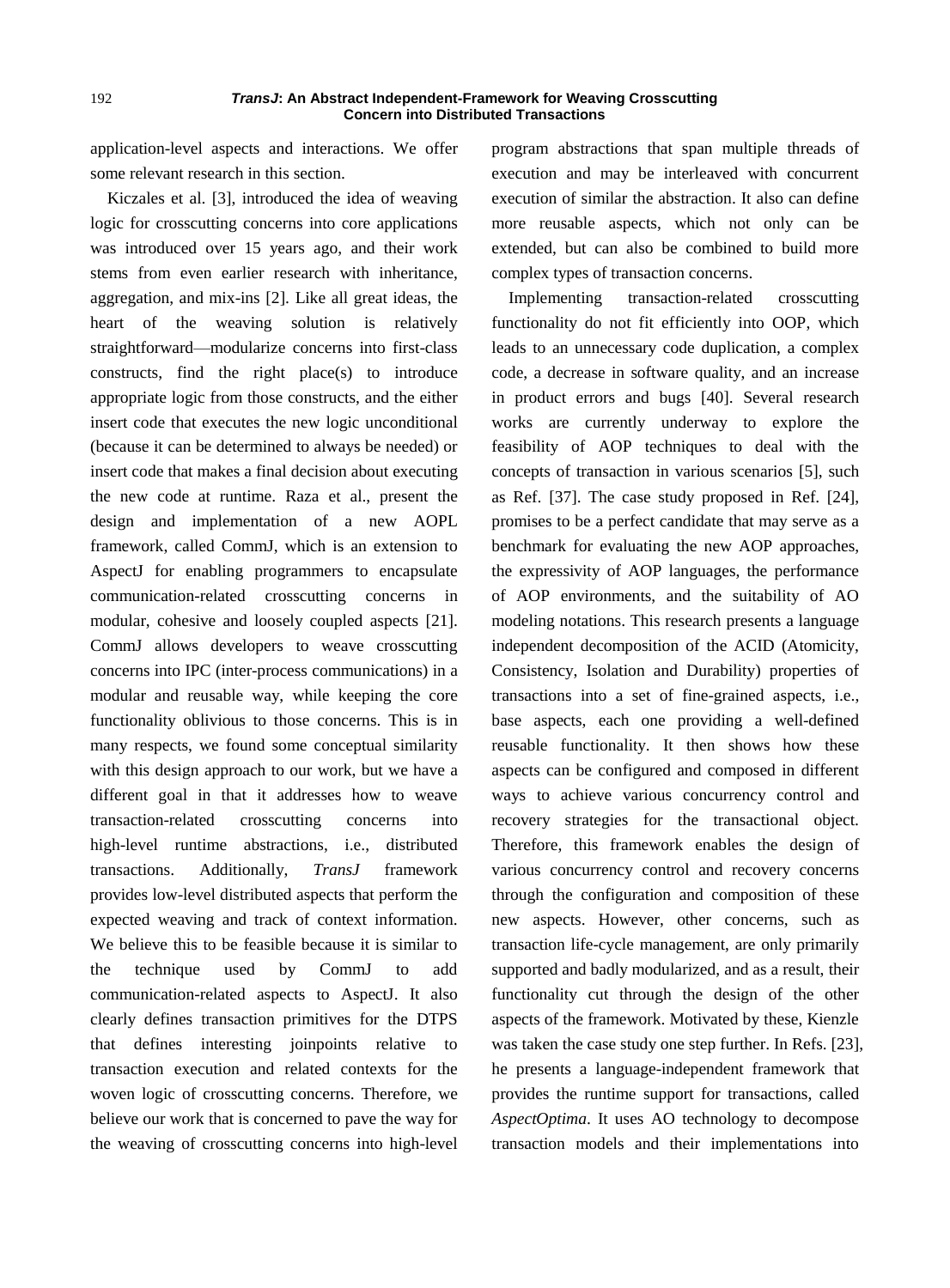application-level aspects and interactions. We offer some relevant research in this section.

Kiczales et al. [3], introduced the idea of weaving logic for crosscutting concerns into core applications was introduced over 15 years ago, and their work stems from even earlier research with inheritance, aggregation, and mix-ins [2]. Like all great ideas, the heart of the weaving solution is relatively straightforward—modularize concerns into first-class constructs, find the right place(s) to introduce appropriate logic from those constructs, and the either insert code that executes the new logic unconditional (because it can be determined to always be needed) or insert code that makes a final decision about executing the new code at runtime. Raza et al., present the design and implementation of a new AOPL framework, called CommJ, which is an extension to AspectJ for enabling programmers to encapsulate communication-related crosscutting concerns in modular, cohesive and loosely coupled aspects [21]. CommJ allows developers to weave crosscutting concerns into IPC (inter-process communications) in a modular and reusable way, while keeping the core functionality oblivious to those concerns. This is in many respects, we found some conceptual similarity with this design approach to our work, but we have a different goal in that it addresses how to weave transaction-related crosscutting concerns into high-level runtime abstractions, i.e., distributed transactions. Additionally, *TransJ* framework provides low-level distributed aspects that perform the expected weaving and track of context information. We believe this to be feasible because it is similar to the technique used by CommJ to add communication-related aspects to AspectJ. It also clearly defines transaction primitives for the DTPS that defines interesting joinpoints relative to transaction execution and related contexts for the woven logic of crosscutting concerns. Therefore, we believe our work that is concerned to pave the way for the weaving of crosscutting concerns into high-level program abstractions that span multiple threads of execution and may be interleaved with concurrent execution of similar the abstraction. It also can define more reusable aspects, which not only can be extended, but can also be combined to build more complex types of transaction concerns.

Implementing transaction-related crosscutting functionality do not fit efficiently into OOP, which leads to an unnecessary code duplication, a complex code, a decrease in software quality, and an increase in product errors and bugs [40]. Several research works are currently underway to explore the feasibility of AOP techniques to deal with the concepts of transaction in various scenarios [5], such as Ref. [37]. The case study proposed in Ref. [24], promises to be a perfect candidate that may serve as a benchmark for evaluating the new AOP approaches, the expressivity of AOP languages, the performance of AOP environments, and the suitability of AO modeling notations. This research presents a language independent decomposition of the ACID (Atomicity, Consistency, Isolation and Durability) properties of transactions into a set of fine-grained aspects, i.e., base aspects, each one providing a well-defined reusable functionality. It then shows how these aspects can be configured and composed in different ways to achieve various concurrency control and recovery strategies for the transactional object. Therefore, this framework enables the design of various concurrency control and recovery concerns through the configuration and composition of these new aspects. However, other concerns, such as transaction life-cycle management, are only primarily supported and badly modularized, and as a result, their functionality cut through the design of the other aspects of the framework. Motivated by these, Kienzle was taken the case study one step further. In Refs. [23], he presents a language-independent framework that provides the runtime support for transactions, called *AspectOptima*. It uses AO technology to decompose transaction models and their implementations into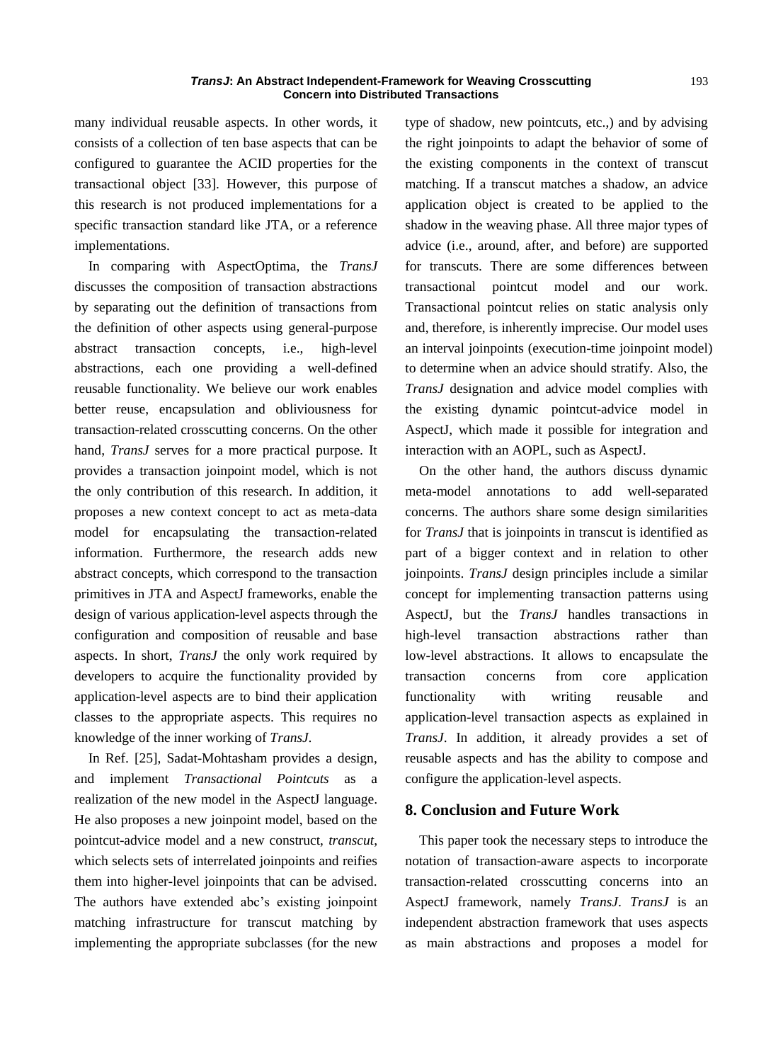many individual reusable aspects. In other words, it consists of a collection of ten base aspects that can be configured to guarantee the ACID properties for the transactional object [33]. However, this purpose of this research is not produced implementations for a specific transaction standard like JTA, or a reference implementations.

In comparing with AspectOptima, the *TransJ* discusses the composition of transaction abstractions by separating out the definition of transactions from the definition of other aspects using general-purpose abstract transaction concepts, i.e., high-level abstractions, each one providing a well-defined reusable functionality. We believe our work enables better reuse, encapsulation and obliviousness for transaction-related crosscutting concerns. On the other hand, *TransJ* serves for a more practical purpose. It provides a transaction joinpoint model, which is not the only contribution of this research. In addition, it proposes a new context concept to act as meta-data model for encapsulating the transaction-related information. Furthermore, the research adds new abstract concepts, which correspond to the transaction primitives in JTA and AspectJ frameworks, enable the design of various application-level aspects through the configuration and composition of reusable and base aspects. In short, *TransJ* the only work required by developers to acquire the functionality provided by application-level aspects are to bind their application classes to the appropriate aspects. This requires no knowledge of the inner working of *TransJ*.

In Ref. [25], Sadat-Mohtasham provides a design, and implement *Transactional Pointcuts* as a realization of the new model in the AspectJ language. He also proposes a new joinpoint model, based on the pointcut-advice model and a new construct, *transcut*, which selects sets of interrelated joinpoints and reifies them into higher-level joinpoints that can be advised. The authors have extended abc's existing joinpoint matching infrastructure for transcut matching by implementing the appropriate subclasses (for the new type of shadow, new pointcuts, etc.,) and by advising the right joinpoints to adapt the behavior of some of the existing components in the context of transcut matching. If a transcut matches a shadow, an advice application object is created to be applied to the shadow in the weaving phase. All three major types of advice (i.e., around, after, and before) are supported for transcuts. There are some differences between transactional pointcut model and our work. Transactional pointcut relies on static analysis only and, therefore, is inherently imprecise. Our model uses an interval joinpoints (execution-time joinpoint model) to determine when an advice should stratify. Also, the *TransJ* designation and advice model complies with the existing dynamic pointcut-advice model in AspectJ, which made it possible for integration and interaction with an AOPL, such as AspectJ.

On the other hand, the authors discuss dynamic meta-model annotations to add well-separated concerns. The authors share some design similarities for *TransJ* that is joinpoints in transcut is identified as part of a bigger context and in relation to other joinpoints. *TransJ* design principles include a similar concept for implementing transaction patterns using AspectJ, but the *TransJ* handles transactions in high-level transaction abstractions rather than low-level abstractions. It allows to encapsulate the transaction concerns from core application functionality with writing reusable and application-level transaction aspects as explained in *TransJ*. In addition, it already provides a set of reusable aspects and has the ability to compose and configure the application-level aspects.

## 8. Conclusion and Future Work

This paper took the necessary steps to introduce the notation of transaction-aware aspects to incorporate transaction-related crosscutting concerns into an AspectJ framework, namely *TransJ*. *TransJ* is an independent abstraction framework that uses aspects as main abstractions and proposes a model for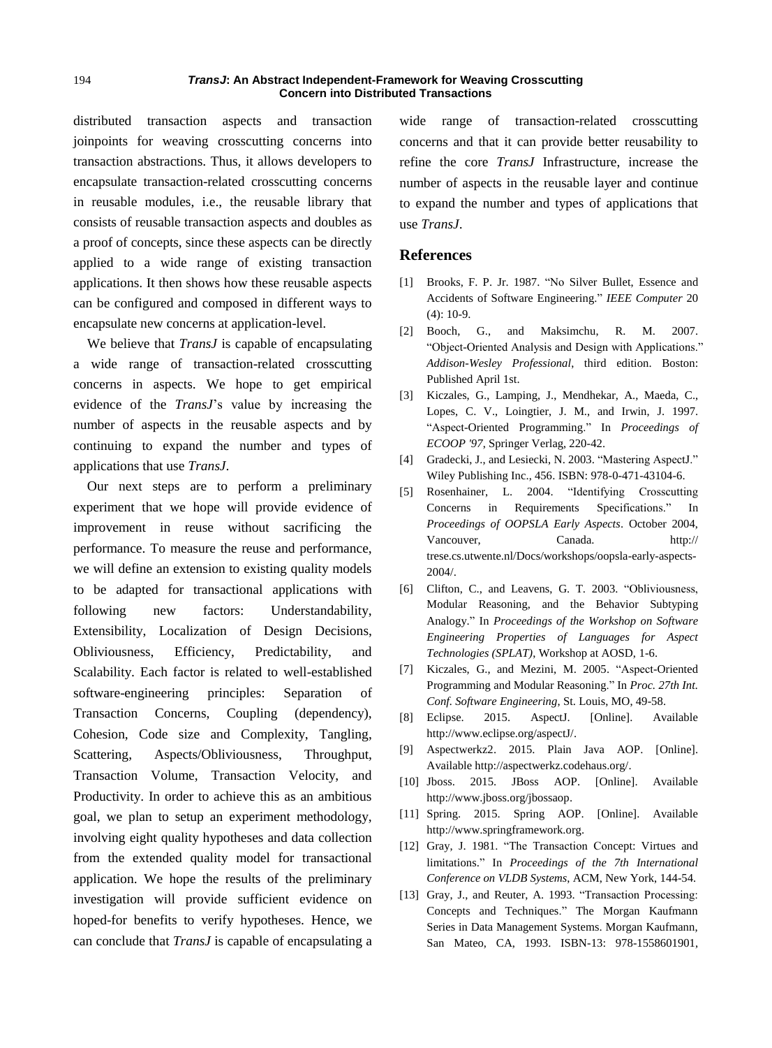distributed transaction aspects and transaction joinpoints for weaving crosscutting concerns into transaction abstractions. Thus, it allows developers to encapsulate transaction-related crosscutting concerns in reusable modules, i.e., the reusable library that consists of reusable transaction aspects and doubles as a proof of concepts, since these aspects can be directly applied to a wide range of existing transaction applications. It then shows how these reusable aspects can be configured and composed in different ways to encapsulate new concerns at application-level.

We believe that *TransJ* is capable of encapsulating a wide range of transaction-related crosscutting concerns in aspects. We hope to get empirical evidence of the *TransJ*'s value by increasing the number of aspects in the reusable aspects and by continuing to expand the number and types of applications that use *TransJ*.

Our next steps are to perform a preliminary experiment that we hope will provide evidence of improvement in reuse without sacrificing the performance. To measure the reuse and performance, we will define an extension to existing quality models to be adapted for transactional applications with following new factors: Understandability, Extensibility, Localization of Design Decisions, Obliviousness, Efficiency, Predictability, and Scalability. Each factor is related to well-established software-engineering principles: Separation of Transaction Concerns, Coupling (dependency), Cohesion, Code size and Complexity, Tangling, Scattering, Aspects/Obliviousness, Throughput, Transaction Volume, Transaction Velocity, and Productivity. In order to achieve this as an ambitious goal, we plan to setup an experiment methodology, involving eight quality hypotheses and data collection from the extended quality model for transactional application. We hope the results of the preliminary investigation will provide sufficient evidence on hoped-for benefits to verify hypotheses. Hence, we can conclude that *TransJ* is capable of encapsulating a wide range of transaction-related crosscutting concerns and that it can provide better reusability to refine the core *TransJ* Infrastructure, increase the number of aspects in the reusable layer and continue to expand the number and types of applications that use *TransJ*.

## References

[1] Brooks, F. P. Jr. 1987. "No Silver Bullet, Essence and Accidents of Software Engineering." *IEEE Computer* 20 (4): 10-9.

[2] Booch, G., and Maksimchu, R. M. 2007. "Object-Oriented Analysis and Design with Applications." *Addison-Wesley Professional*, third edition. Boston: Published April 1st.

[3] Kiczales, G., Lamping, J., Mendhekar, A., Maeda, C., Lopes, C. V., Loingtier, J. M., and Irwin, J. 1997. "Aspect-Oriented Programming." In *Proceedings of ECOOP '97*, Springer Verlag, 220-42.

[4] Gradecki, J., and Lesiecki, N. 2003. "Mastering AspectJ." Wiley Publishing Inc., 456. ISBN: 978-0-471-43104-6.

[5] Rosenhainer, L. 2004. "Identifying Crosscutting Concerns in Requirements Specifications." In *Proceedings of OOPSLA Early Aspects*. October 2004, Vancouver, Canada. http:// trese.cs.utwente.nl/Docs/workshops/oopsla-early-aspects-2004/.

[6] Clifton, C., and Leavens, G. T. 2003. "Obliviousness, Modular Reasoning, and the Behavior Subtyping Analogy." In *Proceedings of the Workshop on Software Engineering Properties of Languages for Aspect Technologies (SPLAT)*, Workshop at AOSD, 1-6.

[7] Kiczales, G., and Mezini, M. 2005. "Aspect-Oriented Programming and Modular Reasoning." In *Proc. 27th Int. Conf. Software Engineering*, St. Louis, MO, 49-58.

[8] Eclipse. 2015. AspectJ. [Online]. Available http://www.eclipse.org/aspectJ/.

[9] Aspectwerkz2. 2015. Plain Java AOP. [Online]. Available http://aspectwerkz.codehaus.org/.

[10] Jboss. 2015. JBoss AOP. [Online]. Available http://www.jboss.org/jbossaop.

[11] Spring. 2015. Spring AOP. [Online]. Available http://www.springframework.org.

[12] Gray, J. 1981. "The Transaction Concept: Virtues and limitations." In *Proceedings of the 7th International Conference on VLDB Systems*, ACM, New York, 144-54.

[13] Gray, J., and Reuter, A. 1993. "Transaction Processing: Concepts and Techniques." The Morgan Kaufmann Series in Data Management Systems. Morgan Kaufmann, San Mateo, CA, 1993. ISBN-13: 978-1558601901,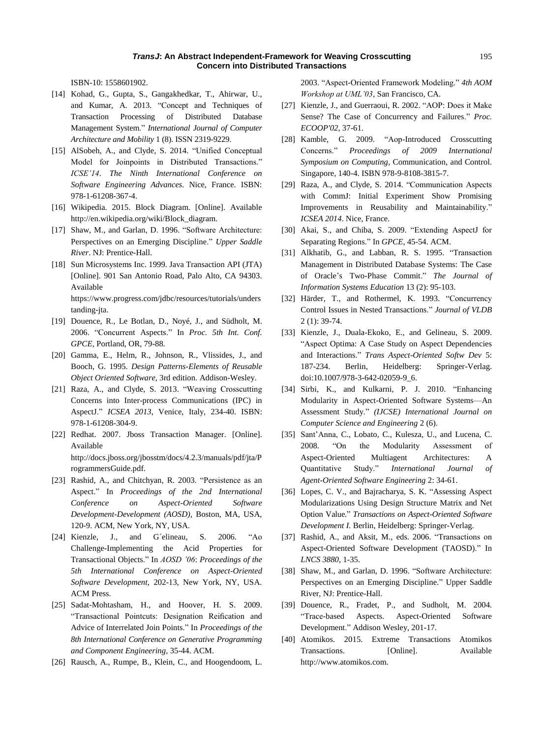ISBN-10: 1558601902.

[14] Kohad, G., Gupta, S., Gangakhedkar, T., Ahirwar, U., and Kumar, A. 2013. "Concept and Techniques of Transaction Processing of Distributed Database Management System." *International Journal of Computer Architecture and Mobility* 1 (8). ISSN 2319-9229.

[15] AlSobeh, A., and Clyde, S. 2014. "Unified Conceptual Model for Joinpoints in Distributed Transactions." *ICSE'14*. *The Ninth International Conference on Software Engineering Advances*. Nice, France. ISBN: 978-1-61208-367-4.

[16] Wikipedia. 2015. Block Diagram. [Online]. Available http://en.wikipedia.org/wiki/Block_diagram.

[17] Shaw, M., and Garlan, D. 1996. "Software Architecture: Perspectives on an Emerging Discipline." *Upper Saddle River*. NJ: Prentice-Hall.

[18] Sun Microsystems Inc. 1999. Java Transaction API (JTA) [Online]. 901 San Antonio Road, Palo Alto, CA 94303. Available https://www.progress.com/jdbc/resources/tutorials/understanding-jta.

[19] Douence, R., Le Botlan, D., Noyé, J., and Südholt, M. 2006. "Concurrent Aspects." In *Proc. 5th Int. Conf. GPCE,* Portland, OR, 79-88.

[20] Gamma, E., Helm, R., Johnson, R., Vlissides, J., and Booch, G. 1995. *Design Patterns-Elements of Reusable Object Oriented Software,* 3rd edition. Addison-Wesley.

[21] Raza, A., and Clyde, S. 2013. "Weaving Crosscutting Concerns into Inter-process Communications (IPC) in AspectJ." *ICSEA 2013,* Venice, Italy, 234-40. ISBN: 978-1-61208-304-9.

[22] Redhat. 2007. Jboss Transaction Manager. [Online]. Available http://docs.jboss.org/jbosstm/docs/4.2.3/manuals/pdf/jta/ProgrammersGuide.pdf.

[23] Rashid, A., and Chitchyan, R. 2003. "Persistence as an Aspect." In *Proceedings of the 2nd International Conference on Aspect-Oriented Software Development-Development (AOSD)*, Boston, MA, USA, 120-9. ACM, New York, NY, USA.

[24] Kienzle, J., and G´elineau, S. 2006. "Ao Challenge-Implementing the Acid Properties for Transactional Objects." In *AOSD '06*: *Proceedings of the 5th International Conference on Aspect-Oriented Software Development,* 202-13, New York, NY, USA. ACM Press.

[25] Sadat-Mohtasham, H., and Hoover, H. S. 2009. "Transactional Pointcuts: Designation Reification and Advice of Interrelated Join Points." In *Proceedings of the 8th International Conference on Generative Programming and Component Engineering*, 35-44. ACM.

[26] Rausch, A., Rumpe, B., Klein, C., and Hoogendoom, L. 2003. "Aspect-Oriented Framework Modeling." *4th AOM Workshop at UML'03*, San Francisco, CA.

[27] Kienzle, J., and Guerraoui, R. 2002. "AOP: Does it Make Sense? The Case of Concurrency and Failures." *Proc. ECOOP'02,* 37-61.

[28] Kamble, G. 2009. "Aop-Introduced Crosscutting Concerns." *Proceedings of 2009 International Symposium on Computing*, Communication, and Control. Singapore, 140-4. ISBN 978-9-8108-3815-7.

[29] Raza, A., and Clyde, S. 2014. "Communication Aspects with CommJ: Initial Experiment Show Promising Improvements in Reusability and Maintainability." *ICSEA 2014*. Nice, France.

[30] Akai, S., and Chiba, S. 2009. "Extending AspectJ for Separating Regions." In *GPCE,* 45-54. ACM.

[31] Alkhatib, G., and Labban, R. S. 1995. "Transaction Management in Distributed Database Systems: The Case of Oracle's Two-Phase Commit." *The Journal of Information Systems Education* 13 (2): 95-103.

[32] Härder, T., and Rothermel, K. 1993. "Concurrency Control Issues in Nested Transactions." *Journal of VLDB* 2 (1): 39-74.

[33] Kienzle, J., Duala-Ekoko, E., and Gelineau, S. 2009. "Aspect Optima: A Case Study on Aspect Dependencies and Interactions." *Trans Aspect-Oriented Softw Dev* 5: 187-234. Berlin, Heidelberg: Springer-Verlag. doi:10.1007/978-3-642-02059-9_6.

[34] Sirbi, K., and Kulkarni, P. J. 2010. "Enhancing Modularity in Aspect-Oriented Software Systems—An Assessment Study." *(IJCSE) International Journal on Computer Science and Engineering* 2 (6).

[35] Sant'Anna, C., Lobato, C., Kulesza, U., and Lucena, C. 2008. "On the Modularity Assessment of Aspect-Oriented Multiagent Architectures: A Quantitative Study." *International Journal of Agent-Oriented Software Engineering* 2: 34-61.

[36] Lopes, C. V., and Bajracharya, S. K. "Assessing Aspect Modularizations Using Design Structure Matrix and Net Option Value." *Transactions on Aspect-Oriented Software Development I*. Berlin, Heidelberg: Springer-Verlag.

[37] Rashid, A., and Aksit, M., eds. 2006. "Transactions on Aspect-Oriented Software Development (TAOSD)." In *LNCS 3880*, 1-35.

[38] Shaw, M., and Garlan, D. 1996. "Software Architecture: Perspectives on an Emerging Discipline." Upper Saddle River, NJ: Prentice-Hall.

[39] Douence, R., Fradet, P., and Sudholt, M. 2004. "Trace-based Aspects. Aspect-Oriented Software Development." Addison Wesley, 201-17.

[40] Atomikos. 2015. Extreme Transactions Atomikos Transactions. [Online]. Available http://www.atomikos.com.